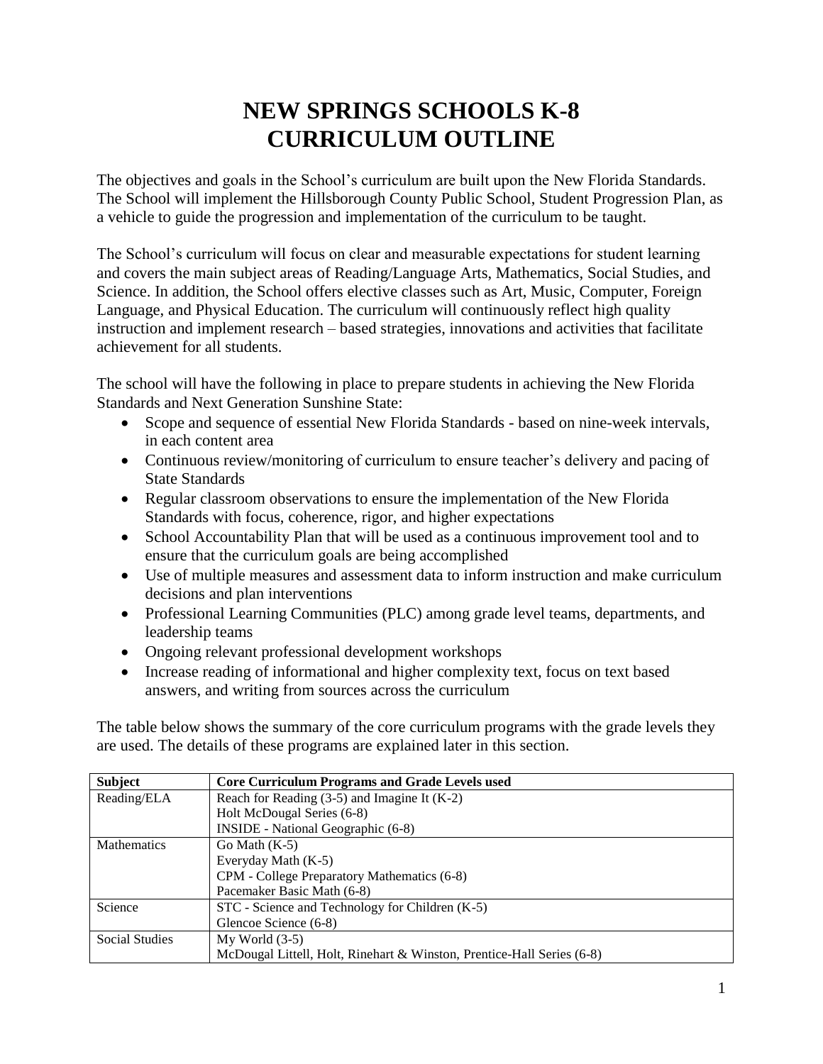# NEW SPRINGS SCHOOLS K-8
# CURRICULUM OUTLINE

The objectives and goals in the School's curriculum are built upon the New Florida Standards. The School will implement the Hillsborough County Public School, Student Progression Plan, as a vehicle to guide the progression and implementation of the curriculum to be taught.

The School's curriculum will focus on clear and measurable expectations for student learning and covers the main subject areas of Reading/Language Arts, Mathematics, Social Studies, and Science. In addition, the School offers elective classes such as Art, Music, Computer, Foreign Language, and Physical Education. The curriculum will continuously reflect high quality instruction and implement research – based strategies, innovations and activities that facilitate achievement for all students.

The school will have the following in place to prepare students in achieving the New Florida Standards and Next Generation Sunshine State:

- Scope and sequence of essential New Florida Standards - based on nine-week intervals, in each content area
- Continuous review/monitoring of curriculum to ensure teacher's delivery and pacing of State Standards
- Regular classroom observations to ensure the implementation of the New Florida Standards with focus, coherence, rigor, and higher expectations
- School Accountability Plan that will be used as a continuous improvement tool and to ensure that the curriculum goals are being accomplished
- Use of multiple measures and assessment data to inform instruction and make curriculum decisions and plan interventions
- Professional Learning Communities (PLC) among grade level teams, departments, and leadership teams
- Ongoing relevant professional development workshops
- Increase reading of informational and higher complexity text, focus on text based answers, and writing from sources across the curriculum

The table below shows the summary of the core curriculum programs with the grade levels they are used. The details of these programs are explained later in this section.

| Subject | Core Curriculum Programs and Grade Levels used |
|---|---|
| Reading/ELA | Reach for Reading (3-5) and Imagine It (K-2)<br>Holt McDougal Series (6-8)<br>INSIDE - National Geographic (6-8) |
| Mathematics | Go Math (K-5)<br>Everyday Math (K-5)<br>CPM - College Preparatory Mathematics (6-8)<br>Pacemaker Basic Math (6-8) |
| Science | STC - Science and Technology for Children (K-5)<br>Glencoe Science (6-8) |
| Social Studies | My World (3-5)<br>McDougal Littell, Holt, Rinehart & Winston, Prentice-Hall Series (6-8) |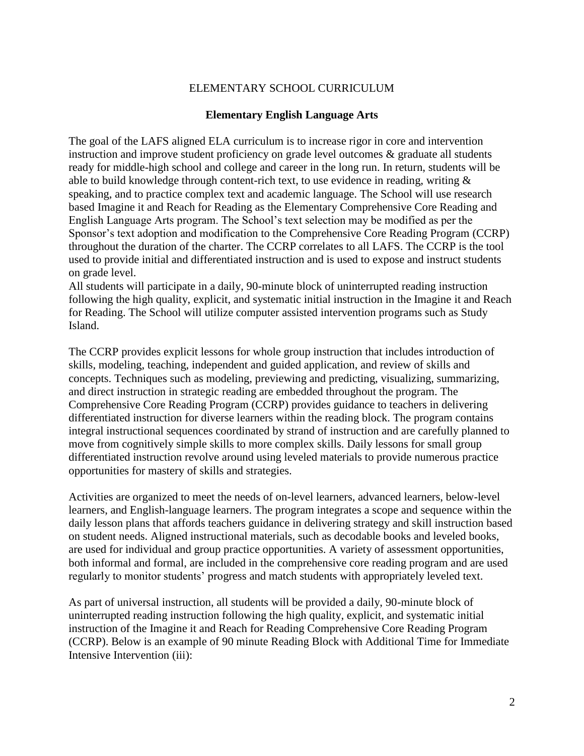ELEMENTARY SCHOOL CURRICULUM

## Elementary English Language Arts

The goal of the LAFS aligned ELA curriculum is to increase rigor in core and intervention instruction and improve student proficiency on grade level outcomes & graduate all students ready for middle-high school and college and career in the long run. In return, students will be able to build knowledge through content-rich text, to use evidence in reading, writing & speaking, and to practice complex text and academic language. The School will use research based Imagine it and Reach for Reading as the Elementary Comprehensive Core Reading and English Language Arts program. The School's text selection may be modified as per the Sponsor's text adoption and modification to the Comprehensive Core Reading Program (CCRP) throughout the duration of the charter. The CCRP correlates to all LAFS. The CCRP is the tool used to provide initial and differentiated instruction and is used to expose and instruct students on grade level.

All students will participate in a daily, 90-minute block of uninterrupted reading instruction following the high quality, explicit, and systematic initial instruction in the Imagine it and Reach for Reading. The School will utilize computer assisted intervention programs such as Study Island.

The CCRP provides explicit lessons for whole group instruction that includes introduction of skills, modeling, teaching, independent and guided application, and review of skills and concepts. Techniques such as modeling, previewing and predicting, visualizing, summarizing, and direct instruction in strategic reading are embedded throughout the program. The Comprehensive Core Reading Program (CCRP) provides guidance to teachers in delivering differentiated instruction for diverse learners within the reading block. The program contains integral instructional sequences coordinated by strand of instruction and are carefully planned to move from cognitively simple skills to more complex skills. Daily lessons for small group differentiated instruction revolve around using leveled materials to provide numerous practice opportunities for mastery of skills and strategies.

Activities are organized to meet the needs of on-level learners, advanced learners, below-level learners, and English-language learners. The program integrates a scope and sequence within the daily lesson plans that affords teachers guidance in delivering strategy and skill instruction based on student needs. Aligned instructional materials, such as decodable books and leveled books, are used for individual and group practice opportunities. A variety of assessment opportunities, both informal and formal, are included in the comprehensive core reading program and are used regularly to monitor students' progress and match students with appropriately leveled text.

As part of universal instruction, all students will be provided a daily, 90-minute block of uninterrupted reading instruction following the high quality, explicit, and systematic initial instruction of the Imagine it and Reach for Reading Comprehensive Core Reading Program (CCRP). Below is an example of 90 minute Reading Block with Additional Time for Immediate Intensive Intervention (iii):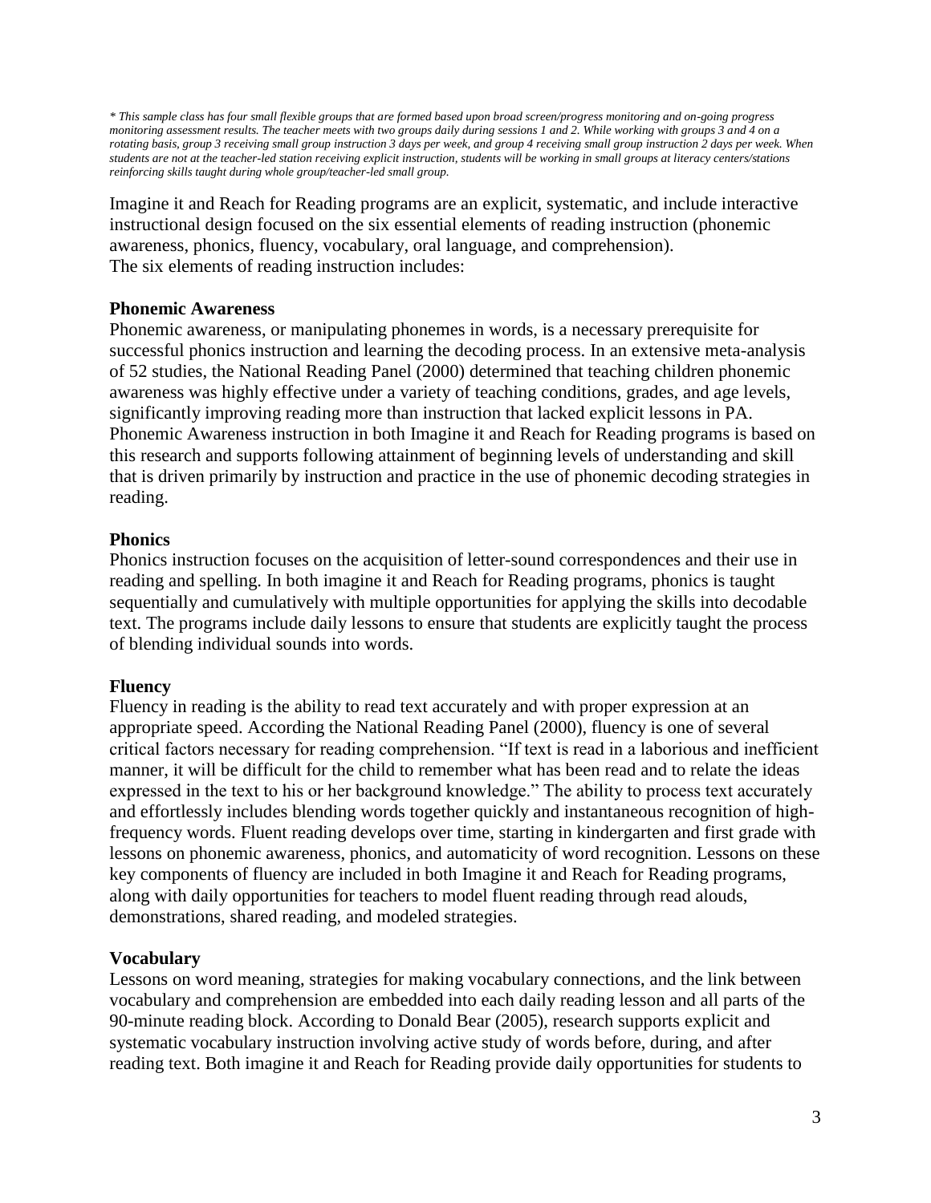*\* This sample class has four small flexible groups that are formed based upon broad screen/progress monitoring and on-going progress monitoring assessment results. The teacher meets with two groups daily during sessions 1 and 2. While working with groups 3 and 4 on a rotating basis, group 3 receiving small group instruction 3 days per week, and group 4 receiving small group instruction 2 days per week. When students are not at the teacher-led station receiving explicit instruction, students will be working in small groups at literacy centers/stations reinforcing skills taught during whole group/teacher-led small group.*

Imagine it and Reach for Reading programs are an explicit, systematic, and include interactive instructional design focused on the six essential elements of reading instruction (phonemic awareness, phonics, fluency, vocabulary, oral language, and comprehension).
The six elements of reading instruction includes:

**Phonemic Awareness**
Phonemic awareness, or manipulating phonemes in words, is a necessary prerequisite for successful phonics instruction and learning the decoding process. In an extensive meta-analysis of 52 studies, the National Reading Panel (2000) determined that teaching children phonemic awareness was highly effective under a variety of teaching conditions, grades, and age levels, significantly improving reading more than instruction that lacked explicit lessons in PA. Phonemic Awareness instruction in both Imagine it and Reach for Reading programs is based on this research and supports following attainment of beginning levels of understanding and skill that is driven primarily by instruction and practice in the use of phonemic decoding strategies in reading.

**Phonics**
Phonics instruction focuses on the acquisition of letter-sound correspondences and their use in reading and spelling. In both imagine it and Reach for Reading programs, phonics is taught sequentially and cumulatively with multiple opportunities for applying the skills into decodable text. The programs include daily lessons to ensure that students are explicitly taught the process of blending individual sounds into words.

**Fluency**
Fluency in reading is the ability to read text accurately and with proper expression at an appropriate speed. According the National Reading Panel (2000), fluency is one of several critical factors necessary for reading comprehension. "If text is read in a laborious and inefficient manner, it will be difficult for the child to remember what has been read and to relate the ideas expressed in the text to his or her background knowledge." The ability to process text accurately and effortlessly includes blending words together quickly and instantaneous recognition of high-frequency words. Fluent reading develops over time, starting in kindergarten and first grade with lessons on phonemic awareness, phonics, and automaticity of word recognition. Lessons on these key components of fluency are included in both Imagine it and Reach for Reading programs, along with daily opportunities for teachers to model fluent reading through read alouds, demonstrations, shared reading, and modeled strategies.

**Vocabulary**
Lessons on word meaning, strategies for making vocabulary connections, and the link between vocabulary and comprehension are embedded into each daily reading lesson and all parts of the 90-minute reading block. According to Donald Bear (2005), research supports explicit and systematic vocabulary instruction involving active study of words before, during, and after reading text. Both imagine it and Reach for Reading provide daily opportunities for students to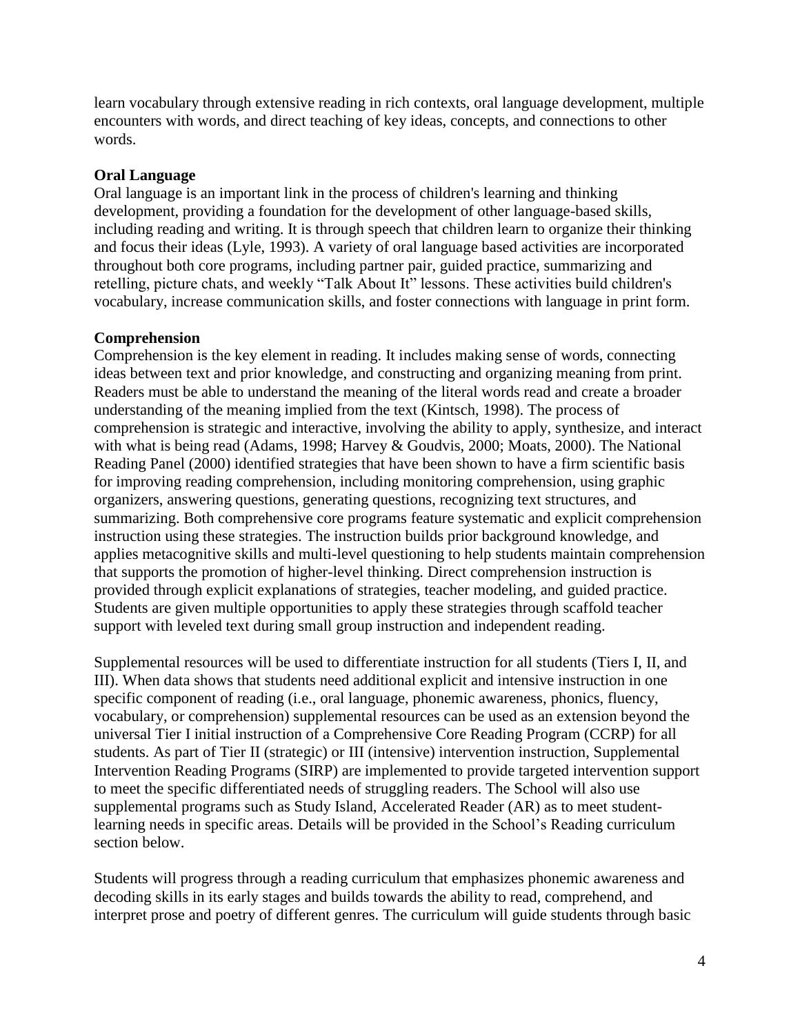learn vocabulary through extensive reading in rich contexts, oral language development, multiple encounters with words, and direct teaching of key ideas, concepts, and connections to other words.

**Oral Language**

Oral language is an important link in the process of children's learning and thinking development, providing a foundation for the development of other language-based skills, including reading and writing. It is through speech that children learn to organize their thinking and focus their ideas (Lyle, 1993). A variety of oral language based activities are incorporated throughout both core programs, including partner pair, guided practice, summarizing and retelling, picture chats, and weekly "Talk About It" lessons. These activities build children's vocabulary, increase communication skills, and foster connections with language in print form.

**Comprehension**

Comprehension is the key element in reading. It includes making sense of words, connecting ideas between text and prior knowledge, and constructing and organizing meaning from print. Readers must be able to understand the meaning of the literal words read and create a broader understanding of the meaning implied from the text (Kintsch, 1998). The process of comprehension is strategic and interactive, involving the ability to apply, synthesize, and interact with what is being read (Adams, 1998; Harvey & Goudvis, 2000; Moats, 2000). The National Reading Panel (2000) identified strategies that have been shown to have a firm scientific basis for improving reading comprehension, including monitoring comprehension, using graphic organizers, answering questions, generating questions, recognizing text structures, and summarizing. Both comprehensive core programs feature systematic and explicit comprehension instruction using these strategies. The instruction builds prior background knowledge, and applies metacognitive skills and multi-level questioning to help students maintain comprehension that supports the promotion of higher-level thinking. Direct comprehension instruction is provided through explicit explanations of strategies, teacher modeling, and guided practice. Students are given multiple opportunities to apply these strategies through scaffold teacher support with leveled text during small group instruction and independent reading.

Supplemental resources will be used to differentiate instruction for all students (Tiers I, II, and III). When data shows that students need additional explicit and intensive instruction in one specific component of reading (i.e., oral language, phonemic awareness, phonics, fluency, vocabulary, or comprehension) supplemental resources can be used as an extension beyond the universal Tier I initial instruction of a Comprehensive Core Reading Program (CCRP) for all students. As part of Tier II (strategic) or III (intensive) intervention instruction, Supplemental Intervention Reading Programs (SIRP) are implemented to provide targeted intervention support to meet the specific differentiated needs of struggling readers. The School will also use supplemental programs such as Study Island, Accelerated Reader (AR) as to meet student-learning needs in specific areas. Details will be provided in the School's Reading curriculum section below.

Students will progress through a reading curriculum that emphasizes phonemic awareness and decoding skills in its early stages and builds towards the ability to read, comprehend, and interpret prose and poetry of different genres. The curriculum will guide students through basic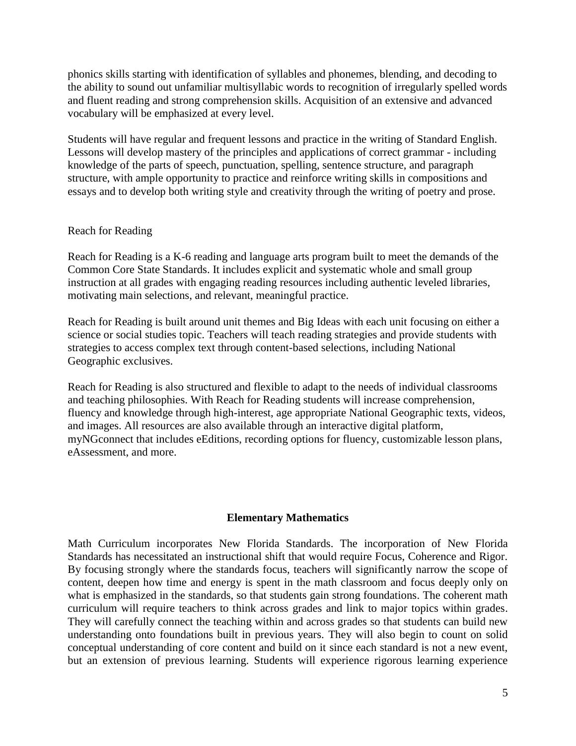phonics skills starting with identification of syllables and phonemes, blending, and decoding to the ability to sound out unfamiliar multisyllabic words to recognition of irregularly spelled words and fluent reading and strong comprehension skills. Acquisition of an extensive and advanced vocabulary will be emphasized at every level.

Students will have regular and frequent lessons and practice in the writing of Standard English. Lessons will develop mastery of the principles and applications of correct grammar - including knowledge of the parts of speech, punctuation, spelling, sentence structure, and paragraph structure, with ample opportunity to practice and reinforce writing skills in compositions and essays and to develop both writing style and creativity through the writing of poetry and prose.

Reach for Reading

Reach for Reading is a K-6 reading and language arts program built to meet the demands of the Common Core State Standards. It includes explicit and systematic whole and small group instruction at all grades with engaging reading resources including authentic leveled libraries, motivating main selections, and relevant, meaningful practice.

Reach for Reading is built around unit themes and Big Ideas with each unit focusing on either a science or social studies topic. Teachers will teach reading strategies and provide students with strategies to access complex text through content-based selections, including National Geographic exclusives.

Reach for Reading is also structured and flexible to adapt to the needs of individual classrooms and teaching philosophies. With Reach for Reading students will increase comprehension, fluency and knowledge through high-interest, age appropriate National Geographic texts, videos, and images. All resources are also available through an interactive digital platform, myNGconnect that includes eEditions, recording options for fluency, customizable lesson plans, eAssessment, and more.

## Elementary Mathematics

Math Curriculum incorporates New Florida Standards. The incorporation of New Florida Standards has necessitated an instructional shift that would require Focus, Coherence and Rigor. By focusing strongly where the standards focus, teachers will significantly narrow the scope of content, deepen how time and energy is spent in the math classroom and focus deeply only on what is emphasized in the standards, so that students gain strong foundations. The coherent math curriculum will require teachers to think across grades and link to major topics within grades. They will carefully connect the teaching within and across grades so that students can build new understanding onto foundations built in previous years. They will also begin to count on solid conceptual understanding of core content and build on it since each standard is not a new event, but an extension of previous learning. Students will experience rigorous learning experience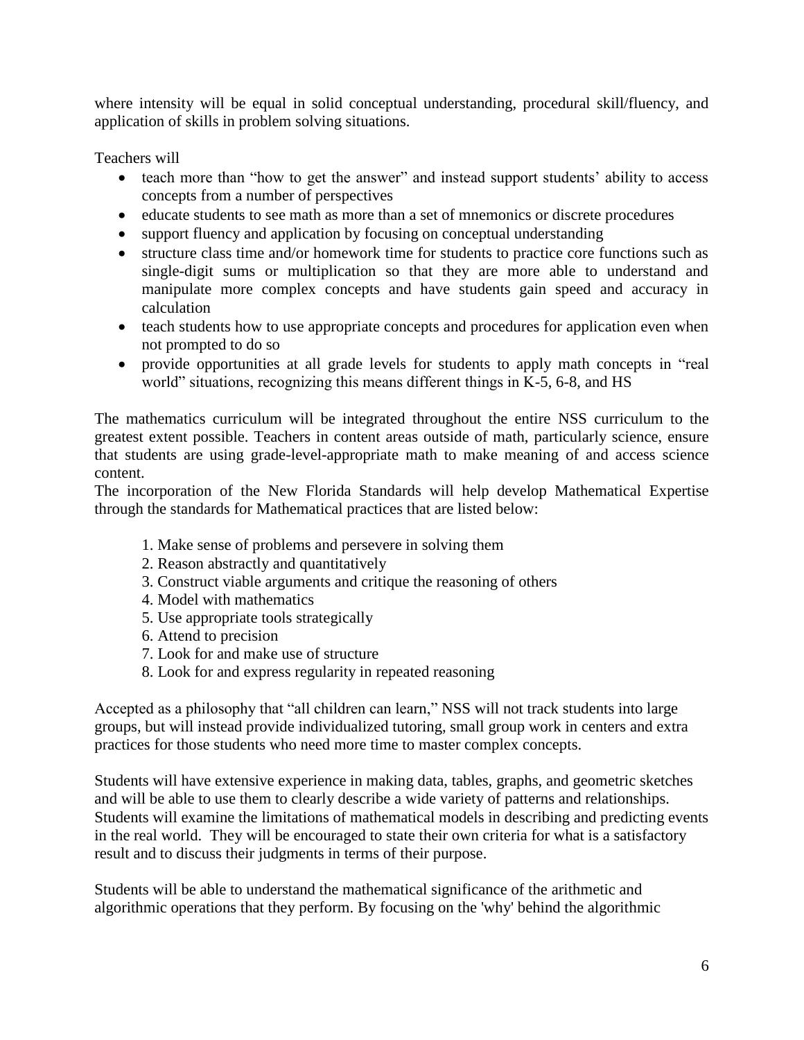where intensity will be equal in solid conceptual understanding, procedural skill/fluency, and application of skills in problem solving situations.

Teachers will

- teach more than "how to get the answer" and instead support students' ability to access concepts from a number of perspectives
- educate students to see math as more than a set of mnemonics or discrete procedures
- support fluency and application by focusing on conceptual understanding
- structure class time and/or homework time for students to practice core functions such as single-digit sums or multiplication so that they are more able to understand and manipulate more complex concepts and have students gain speed and accuracy in calculation
- teach students how to use appropriate concepts and procedures for application even when not prompted to do so
- provide opportunities at all grade levels for students to apply math concepts in "real world" situations, recognizing this means different things in K-5, 6-8, and HS

The mathematics curriculum will be integrated throughout the entire NSS curriculum to the greatest extent possible. Teachers in content areas outside of math, particularly science, ensure that students are using grade-level-appropriate math to make meaning of and access science content.

The incorporation of the New Florida Standards will help develop Mathematical Expertise through the standards for Mathematical practices that are listed below:

1. Make sense of problems and persevere in solving them
2. Reason abstractly and quantitatively
3. Construct viable arguments and critique the reasoning of others
4. Model with mathematics
5. Use appropriate tools strategically
6. Attend to precision
7. Look for and make use of structure
8. Look for and express regularity in repeated reasoning

Accepted as a philosophy that "all children can learn," NSS will not track students into large groups, but will instead provide individualized tutoring, small group work in centers and extra practices for those students who need more time to master complex concepts.

Students will have extensive experience in making data, tables, graphs, and geometric sketches and will be able to use them to clearly describe a wide variety of patterns and relationships. Students will examine the limitations of mathematical models in describing and predicting events in the real world. They will be encouraged to state their own criteria for what is a satisfactory result and to discuss their judgments in terms of their purpose.

Students will be able to understand the mathematical significance of the arithmetic and algorithmic operations that they perform. By focusing on the 'why' behind the algorithmic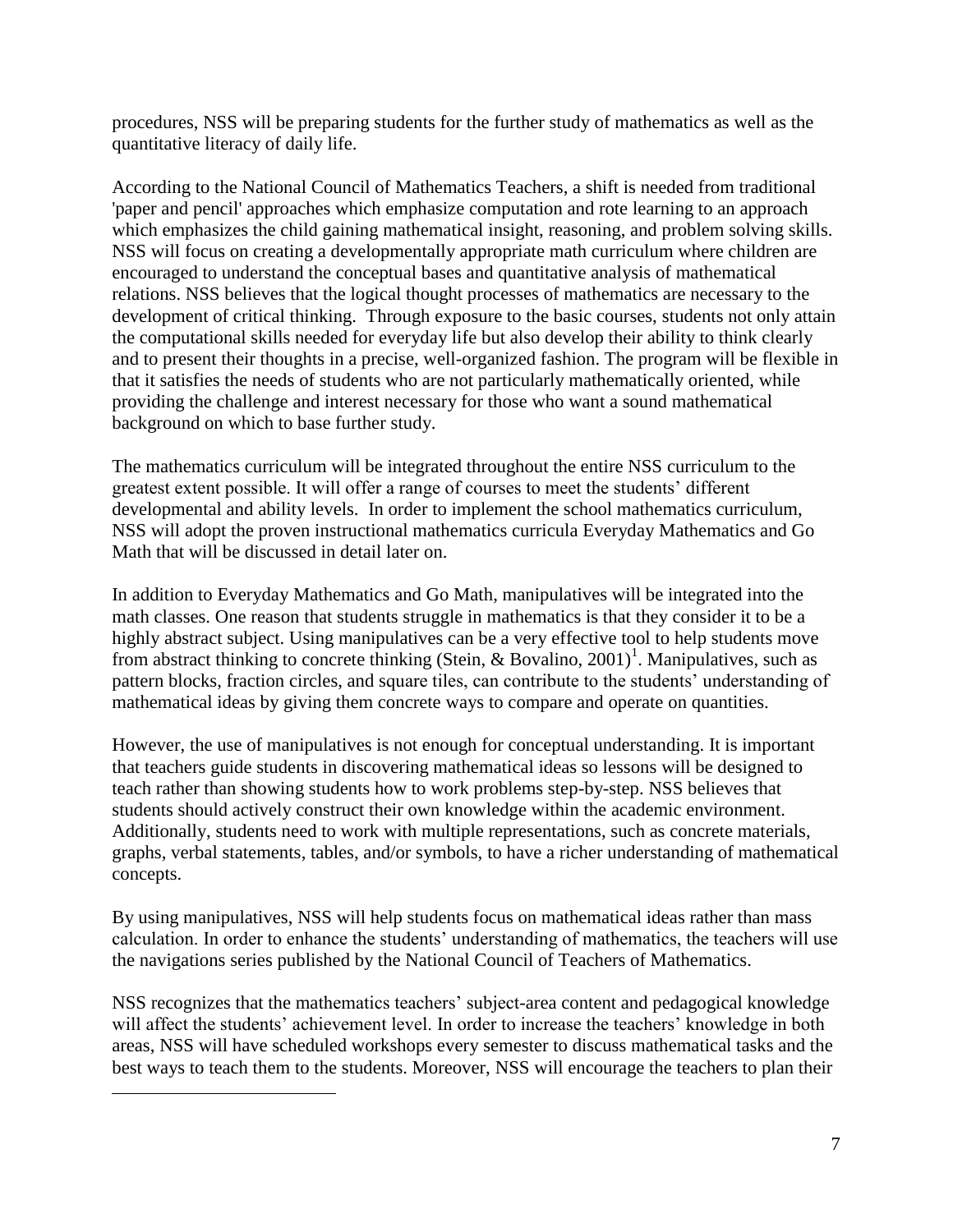procedures, NSS will be preparing students for the further study of mathematics as well as the quantitative literacy of daily life.

According to the National Council of Mathematics Teachers, a shift is needed from traditional 'paper and pencil' approaches which emphasize computation and rote learning to an approach which emphasizes the child gaining mathematical insight, reasoning, and problem solving skills. NSS will focus on creating a developmentally appropriate math curriculum where children are encouraged to understand the conceptual bases and quantitative analysis of mathematical relations. NSS believes that the logical thought processes of mathematics are necessary to the development of critical thinking. Through exposure to the basic courses, students not only attain the computational skills needed for everyday life but also develop their ability to think clearly and to present their thoughts in a precise, well-organized fashion. The program will be flexible in that it satisfies the needs of students who are not particularly mathematically oriented, while providing the challenge and interest necessary for those who want a sound mathematical background on which to base further study.

The mathematics curriculum will be integrated throughout the entire NSS curriculum to the greatest extent possible. It will offer a range of courses to meet the students' different developmental and ability levels. In order to implement the school mathematics curriculum, NSS will adopt the proven instructional mathematics curricula Everyday Mathematics and Go Math that will be discussed in detail later on.

In addition to Everyday Mathematics and Go Math, manipulatives will be integrated into the math classes. One reason that students struggle in mathematics is that they consider it to be a highly abstract subject. Using manipulatives can be a very effective tool to help students move from abstract thinking to concrete thinking (Stein, & Bovalino, 2001)[1]. Manipulatives, such as pattern blocks, fraction circles, and square tiles, can contribute to the students' understanding of mathematical ideas by giving them concrete ways to compare and operate on quantities.

However, the use of manipulatives is not enough for conceptual understanding. It is important that teachers guide students in discovering mathematical ideas so lessons will be designed to teach rather than showing students how to work problems step-by-step. NSS believes that students should actively construct their own knowledge within the academic environment. Additionally, students need to work with multiple representations, such as concrete materials, graphs, verbal statements, tables, and/or symbols, to have a richer understanding of mathematical concepts.

By using manipulatives, NSS will help students focus on mathematical ideas rather than mass calculation. In order to enhance the students' understanding of mathematics, the teachers will use the navigations series published by the National Council of Teachers of Mathematics.

NSS recognizes that the mathematics teachers' subject-area content and pedagogical knowledge will affect the students' achievement level. In order to increase the teachers' knowledge in both areas, NSS will have scheduled workshops every semester to discuss mathematical tasks and the best ways to teach them to the students. Moreover, NSS will encourage the teachers to plan their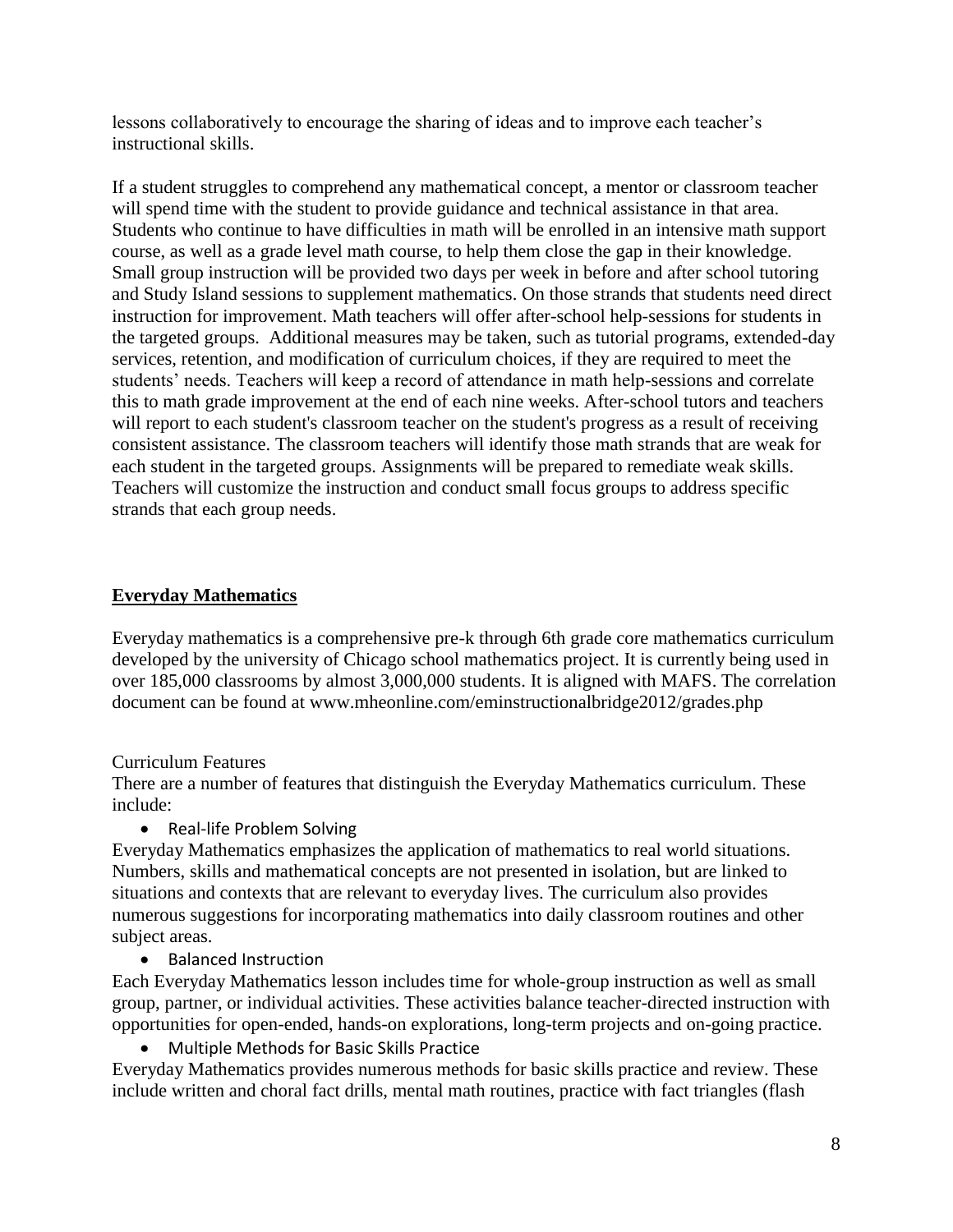lessons collaboratively to encourage the sharing of ideas and to improve each teacher's instructional skills.

If a student struggles to comprehend any mathematical concept, a mentor or classroom teacher will spend time with the student to provide guidance and technical assistance in that area. Students who continue to have difficulties in math will be enrolled in an intensive math support course, as well as a grade level math course, to help them close the gap in their knowledge. Small group instruction will be provided two days per week in before and after school tutoring and Study Island sessions to supplement mathematics. On those strands that students need direct instruction for improvement. Math teachers will offer after-school help-sessions for students in the targeted groups. Additional measures may be taken, such as tutorial programs, extended-day services, retention, and modification of curriculum choices, if they are required to meet the students' needs. Teachers will keep a record of attendance in math help-sessions and correlate this to math grade improvement at the end of each nine weeks. After-school tutors and teachers will report to each student's classroom teacher on the student's progress as a result of receiving consistent assistance. The classroom teachers will identify those math strands that are weak for each student in the targeted groups. Assignments will be prepared to remediate weak skills. Teachers will customize the instruction and conduct small focus groups to address specific strands that each group needs.

## Everyday Mathematics

Everyday mathematics is a comprehensive pre-k through 6th grade core mathematics curriculum developed by the university of Chicago school mathematics project. It is currently being used in over 185,000 classrooms by almost 3,000,000 students. It is aligned with MAFS. The correlation document can be found at www.mheonline.com/eminstructionalbridge2012/grades.php

Curriculum Features

There are a number of features that distinguish the Everyday Mathematics curriculum. These include:

- Real-life Problem Solving

Everyday Mathematics emphasizes the application of mathematics to real world situations. Numbers, skills and mathematical concepts are not presented in isolation, but are linked to situations and contexts that are relevant to everyday lives. The curriculum also provides numerous suggestions for incorporating mathematics into daily classroom routines and other subject areas.

- Balanced Instruction

Each Everyday Mathematics lesson includes time for whole-group instruction as well as small group, partner, or individual activities. These activities balance teacher-directed instruction with opportunities for open-ended, hands-on explorations, long-term projects and on-going practice.

- Multiple Methods for Basic Skills Practice

Everyday Mathematics provides numerous methods for basic skills practice and review. These include written and choral fact drills, mental math routines, practice with fact triangles (flash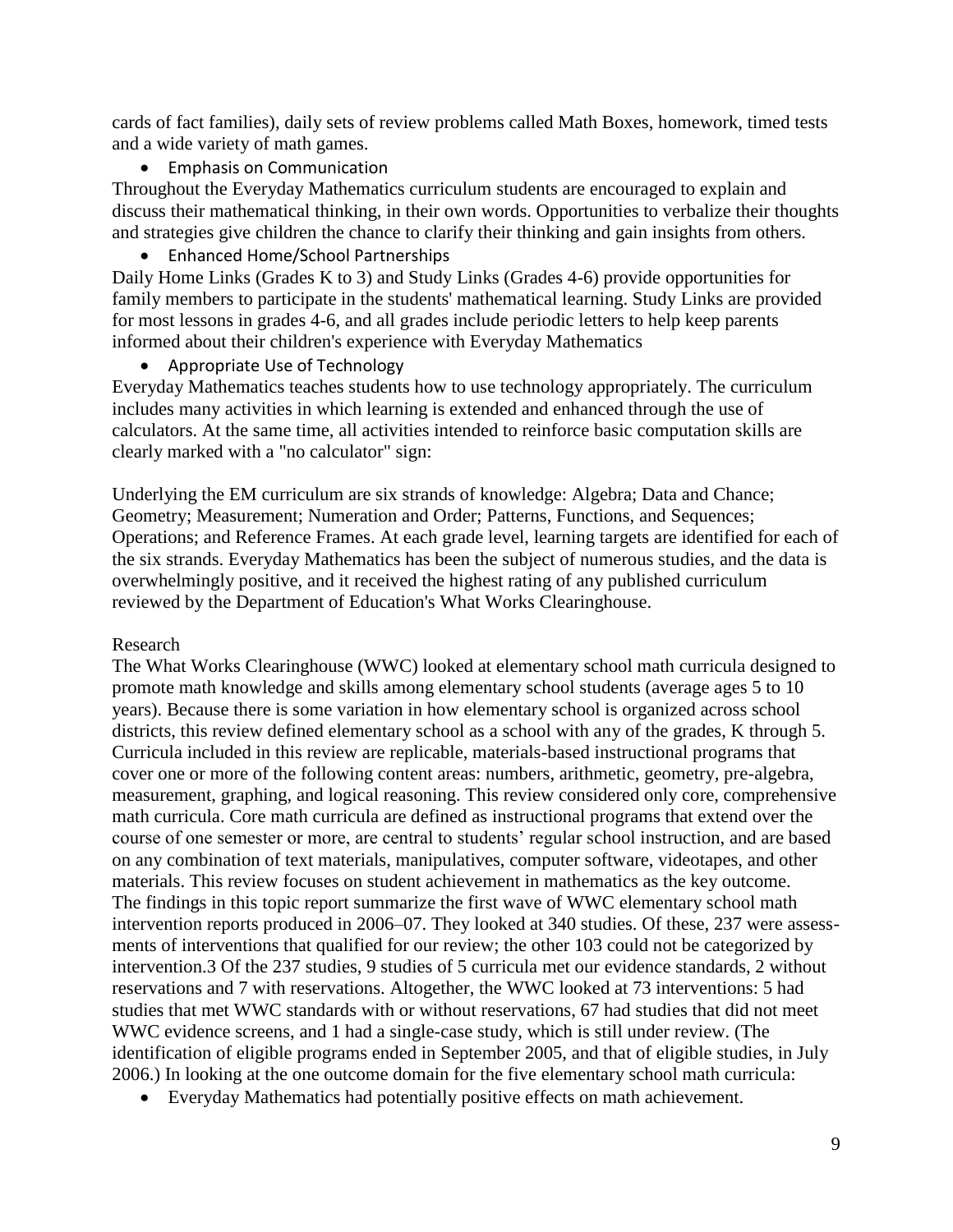cards of fact families), daily sets of review problems called Math Boxes, homework, timed tests and a wide variety of math games.

- Emphasis on Communication

Throughout the Everyday Mathematics curriculum students are encouraged to explain and discuss their mathematical thinking, in their own words. Opportunities to verbalize their thoughts and strategies give children the chance to clarify their thinking and gain insights from others.

- Enhanced Home/School Partnerships

Daily Home Links (Grades K to 3) and Study Links (Grades 4-6) provide opportunities for family members to participate in the students' mathematical learning. Study Links are provided for most lessons in grades 4-6, and all grades include periodic letters to help keep parents informed about their children's experience with Everyday Mathematics

- Appropriate Use of Technology

Everyday Mathematics teaches students how to use technology appropriately. The curriculum includes many activities in which learning is extended and enhanced through the use of calculators. At the same time, all activities intended to reinforce basic computation skills are clearly marked with a "no calculator" sign:

Underlying the EM curriculum are six strands of knowledge: Algebra; Data and Chance; Geometry; Measurement; Numeration and Order; Patterns, Functions, and Sequences; Operations; and Reference Frames. At each grade level, learning targets are identified for each of the six strands. Everyday Mathematics has been the subject of numerous studies, and the data is overwhelmingly positive, and it received the highest rating of any published curriculum reviewed by the Department of Education's What Works Clearinghouse.

Research

The What Works Clearinghouse (WWC) looked at elementary school math curricula designed to promote math knowledge and skills among elementary school students (average ages 5 to 10 years). Because there is some variation in how elementary school is organized across school districts, this review defined elementary school as a school with any of the grades, K through 5. Curricula included in this review are replicable, materials-based instructional programs that cover one or more of the following content areas: numbers, arithmetic, geometry, pre-algebra, measurement, graphing, and logical reasoning. This review considered only core, comprehensive math curricula. Core math curricula are defined as instructional programs that extend over the course of one semester or more, are central to students' regular school instruction, and are based on any combination of text materials, manipulatives, computer software, videotapes, and other materials. This review focuses on student achievement in mathematics as the key outcome. The findings in this topic report summarize the first wave of WWC elementary school math intervention reports produced in 2006–07. They looked at 340 studies. Of these, 237 were assessments of interventions that qualified for our review; the other 103 could not be categorized by intervention.3 Of the 237 studies, 9 studies of 5 curricula met our evidence standards, 2 without reservations and 7 with reservations. Altogether, the WWC looked at 73 interventions: 5 had studies that met WWC standards with or without reservations, 67 had studies that did not meet WWC evidence screens, and 1 had a single-case study, which is still under review. (The identification of eligible programs ended in September 2005, and that of eligible studies, in July 2006.) In looking at the one outcome domain for the five elementary school math curricula:

- Everyday Mathematics had potentially positive effects on math achievement.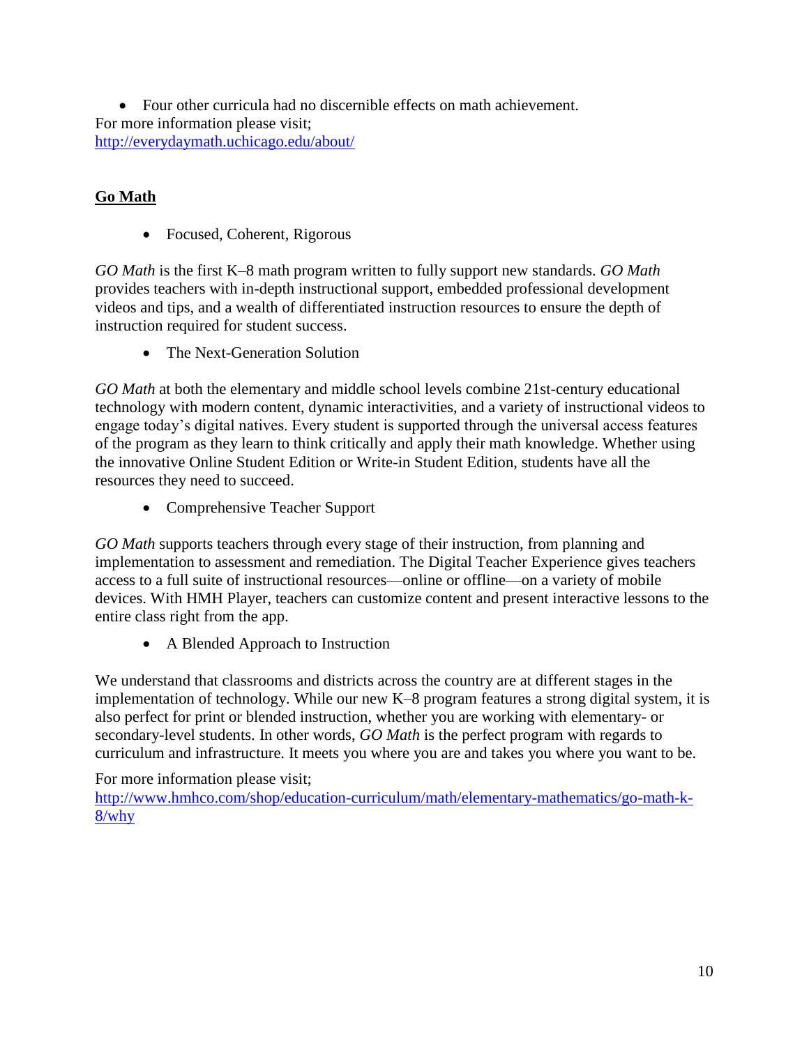- Four other curricula had no discernible effects on math achievement.

For more information please visit;
http://everydaymath.uchicago.edu/about/

## Go Math

- Focused, Coherent, Rigorous

*GO Math* is the first K–8 math program written to fully support new standards. *GO Math* provides teachers with in-depth instructional support, embedded professional development videos and tips, and a wealth of differentiated instruction resources to ensure the depth of instruction required for student success.

- The Next-Generation Solution

*GO Math* at both the elementary and middle school levels combine 21st-century educational technology with modern content, dynamic interactivities, and a variety of instructional videos to engage today's digital natives. Every student is supported through the universal access features of the program as they learn to think critically and apply their math knowledge. Whether using the innovative Online Student Edition or Write-in Student Edition, students have all the resources they need to succeed.

- Comprehensive Teacher Support

*GO Math* supports teachers through every stage of their instruction, from planning and implementation to assessment and remediation. The Digital Teacher Experience gives teachers access to a full suite of instructional resources—online or offline—on a variety of mobile devices. With HMH Player, teachers can customize content and present interactive lessons to the entire class right from the app.

- A Blended Approach to Instruction

We understand that classrooms and districts across the country are at different stages in the implementation of technology. While our new K–8 program features a strong digital system, it is also perfect for print or blended instruction, whether you are working with elementary- or secondary-level students. In other words, *GO Math* is the perfect program with regards to curriculum and infrastructure. It meets you where you are and takes you where you want to be.

For more information please visit;
http://www.hmhco.com/shop/education-curriculum/math/elementary-mathematics/go-math-k-8/why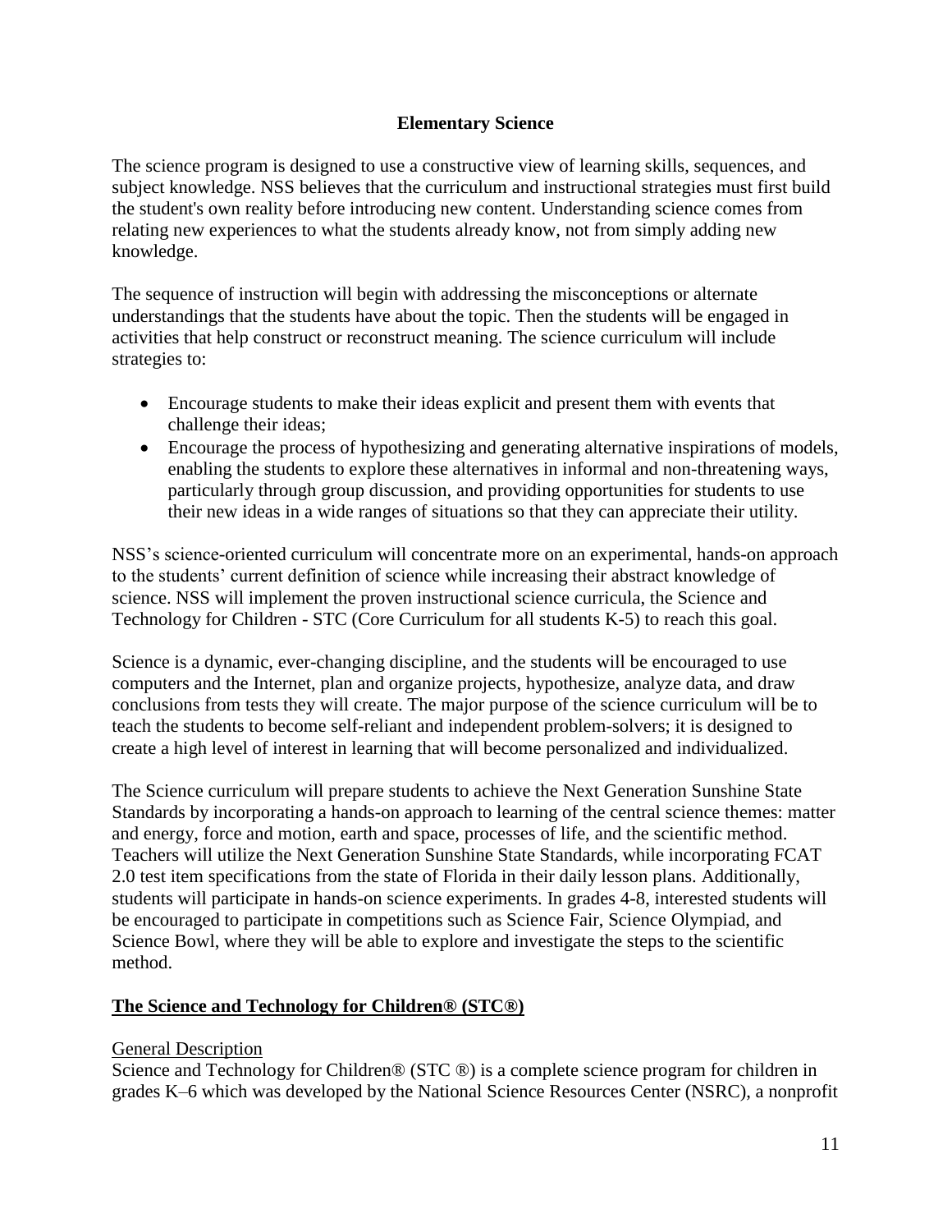## Elementary Science

The science program is designed to use a constructive view of learning skills, sequences, and subject knowledge. NSS believes that the curriculum and instructional strategies must first build the student's own reality before introducing new content. Understanding science comes from relating new experiences to what the students already know, not from simply adding new knowledge.

The sequence of instruction will begin with addressing the misconceptions or alternate understandings that the students have about the topic. Then the students will be engaged in activities that help construct or reconstruct meaning. The science curriculum will include strategies to:

- Encourage students to make their ideas explicit and present them with events that challenge their ideas;
- Encourage the process of hypothesizing and generating alternative inspirations of models, enabling the students to explore these alternatives in informal and non-threatening ways, particularly through group discussion, and providing opportunities for students to use their new ideas in a wide ranges of situations so that they can appreciate their utility.

NSS's science-oriented curriculum will concentrate more on an experimental, hands-on approach to the students' current definition of science while increasing their abstract knowledge of science. NSS will implement the proven instructional science curricula, the Science and Technology for Children - STC (Core Curriculum for all students K-5) to reach this goal.

Science is a dynamic, ever-changing discipline, and the students will be encouraged to use computers and the Internet, plan and organize projects, hypothesize, analyze data, and draw conclusions from tests they will create. The major purpose of the science curriculum will be to teach the students to become self-reliant and independent problem-solvers; it is designed to create a high level of interest in learning that will become personalized and individualized.

The Science curriculum will prepare students to achieve the Next Generation Sunshine State Standards by incorporating a hands-on approach to learning of the central science themes: matter and energy, force and motion, earth and space, processes of life, and the scientific method. Teachers will utilize the Next Generation Sunshine State Standards, while incorporating FCAT 2.0 test item specifications from the state of Florida in their daily lesson plans. Additionally, students will participate in hands-on science experiments. In grades 4-8, interested students will be encouraged to participate in competitions such as Science Fair, Science Olympiad, and Science Bowl, where they will be able to explore and investigate the steps to the scientific method.

### The Science and Technology for Children® (STC®)

General Description

Science and Technology for Children® (STC ®) is a complete science program for children in grades K–6 which was developed by the National Science Resources Center (NSRC), a nonprofit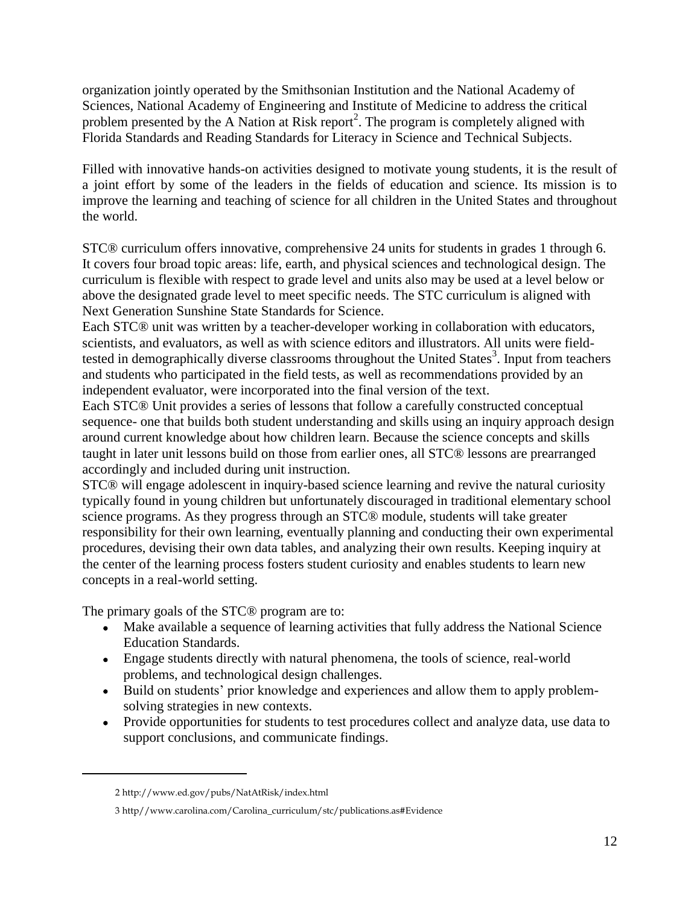organization jointly operated by the Smithsonian Institution and the National Academy of Sciences, National Academy of Engineering and Institute of Medicine to address the critical problem presented by the A Nation at Risk report[2]. The program is completely aligned with Florida Standards and Reading Standards for Literacy in Science and Technical Subjects.

Filled with innovative hands-on activities designed to motivate young students, it is the result of a joint effort by some of the leaders in the fields of education and science. Its mission is to improve the learning and teaching of science for all children in the United States and throughout the world.

STC® curriculum offers innovative, comprehensive 24 units for students in grades 1 through 6. It covers four broad topic areas: life, earth, and physical sciences and technological design. The curriculum is flexible with respect to grade level and units also may be used at a level below or above the designated grade level to meet specific needs. The STC curriculum is aligned with Next Generation Sunshine State Standards for Science.

Each STC® unit was written by a teacher-developer working in collaboration with educators, scientists, and evaluators, as well as with science editors and illustrators. All units were field-tested in demographically diverse classrooms throughout the United States[3]. Input from teachers and students who participated in the field tests, as well as recommendations provided by an independent evaluator, were incorporated into the final version of the text.

Each STC® Unit provides a series of lessons that follow a carefully constructed conceptual sequence- one that builds both student understanding and skills using an inquiry approach design around current knowledge about how children learn. Because the science concepts and skills taught in later unit lessons build on those from earlier ones, all STC® lessons are prearranged accordingly and included during unit instruction.

STC® will engage adolescent in inquiry-based science learning and revive the natural curiosity typically found in young children but unfortunately discouraged in traditional elementary school science programs. As they progress through an STC® module, students will take greater responsibility for their own learning, eventually planning and conducting their own experimental procedures, devising their own data tables, and analyzing their own results. Keeping inquiry at the center of the learning process fosters student curiosity and enables students to learn new concepts in a real-world setting.

The primary goals of the STC® program are to:

- Make available a sequence of learning activities that fully address the National Science Education Standards.
- Engage students directly with natural phenomena, the tools of science, real-world problems, and technological design challenges.
- Build on students' prior knowledge and experiences and allow them to apply problem-solving strategies in new contexts.
- Provide opportunities for students to test procedures collect and analyze data, use data to support conclusions, and communicate findings.

---

2 http://www.ed.gov/pubs/NatAtRisk/index.html

3 http//www.carolina.com/Carolina_curriculum/stc/publications.as#Evidence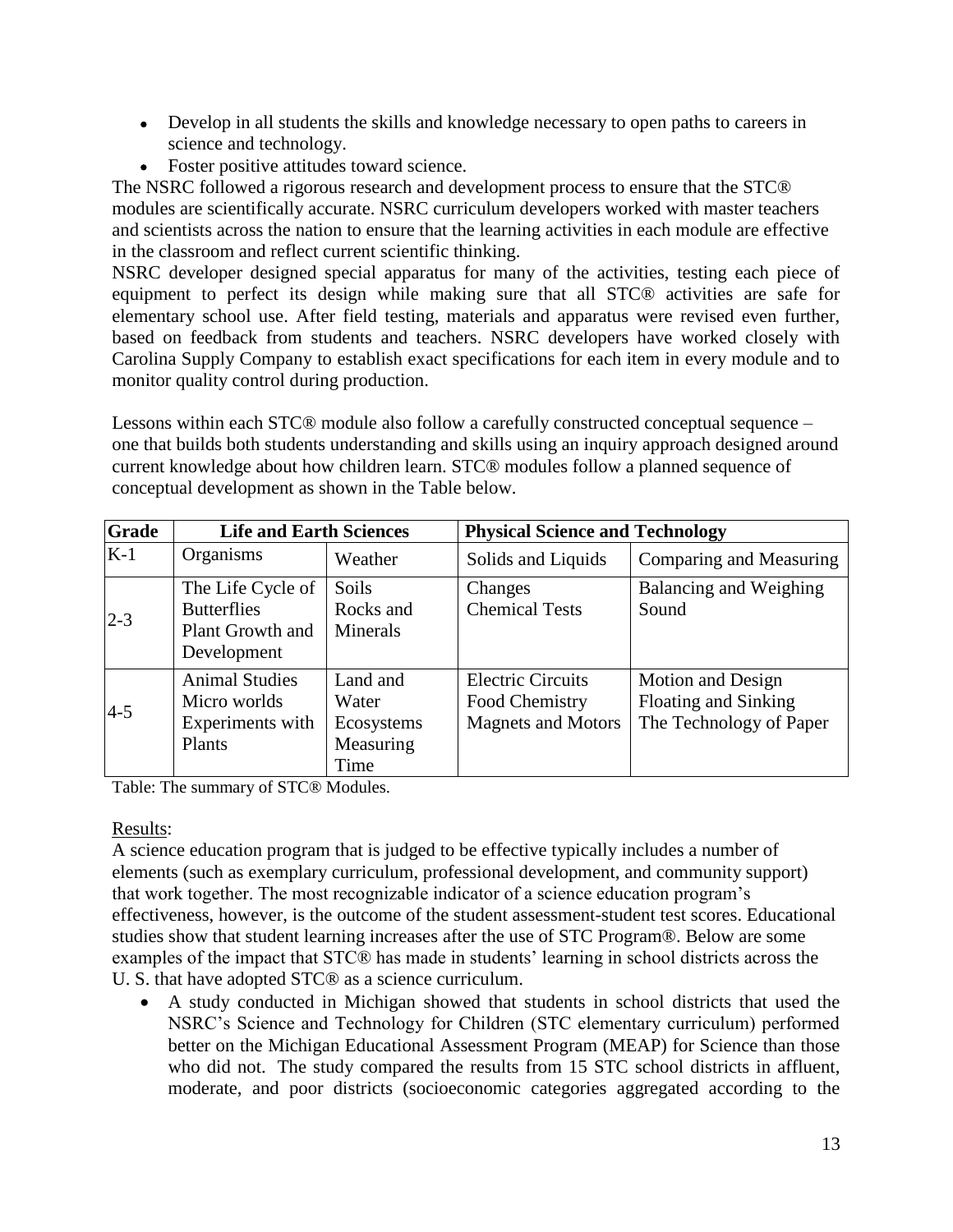- Develop in all students the skills and knowledge necessary to open paths to careers in science and technology.
- Foster positive attitudes toward science.

The NSRC followed a rigorous research and development process to ensure that the STC® modules are scientifically accurate. NSRC curriculum developers worked with master teachers and scientists across the nation to ensure that the learning activities in each module are effective in the classroom and reflect current scientific thinking.

NSRC developer designed special apparatus for many of the activities, testing each piece of equipment to perfect its design while making sure that all STC® activities are safe for elementary school use. After field testing, materials and apparatus were revised even further, based on feedback from students and teachers. NSRC developers have worked closely with Carolina Supply Company to establish exact specifications for each item in every module and to monitor quality control during production.

Lessons within each STC® module also follow a carefully constructed conceptual sequence – one that builds both students understanding and skills using an inquiry approach designed around current knowledge about how children learn. STC® modules follow a planned sequence of conceptual development as shown in the Table below.

| Grade | Life and Earth Sciences | | Physical Science and Technology | |
|---|---|---|---|---|
| K-1 | Organisms | Weather | Solids and Liquids | Comparing and Measuring |
| 2-3 | The Life Cycle of Butterflies<br>Plant Growth and Development | Soils<br>Rocks and Minerals | Changes<br>Chemical Tests | Balancing and Weighing<br>Sound |
| 4-5 | Animal Studies<br>Micro worlds<br>Experiments with Plants | Land and Water<br>Ecosystems<br>Measuring Time | Electric Circuits<br>Food Chemistry<br>Magnets and Motors | Motion and Design<br>Floating and Sinking<br>The Technology of Paper |

Table: The summary of STC® Modules.

Results:

A science education program that is judged to be effective typically includes a number of elements (such as exemplary curriculum, professional development, and community support) that work together. The most recognizable indicator of a science education program's effectiveness, however, is the outcome of the student assessment-student test scores. Educational studies show that student learning increases after the use of STC Program®. Below are some examples of the impact that STC® has made in students' learning in school districts across the U. S. that have adopted STC® as a science curriculum.

- A study conducted in Michigan showed that students in school districts that used the NSRC's Science and Technology for Children (STC elementary curriculum) performed better on the Michigan Educational Assessment Program (MEAP) for Science than those who did not. The study compared the results from 15 STC school districts in affluent, moderate, and poor districts (socioeconomic categories aggregated according to the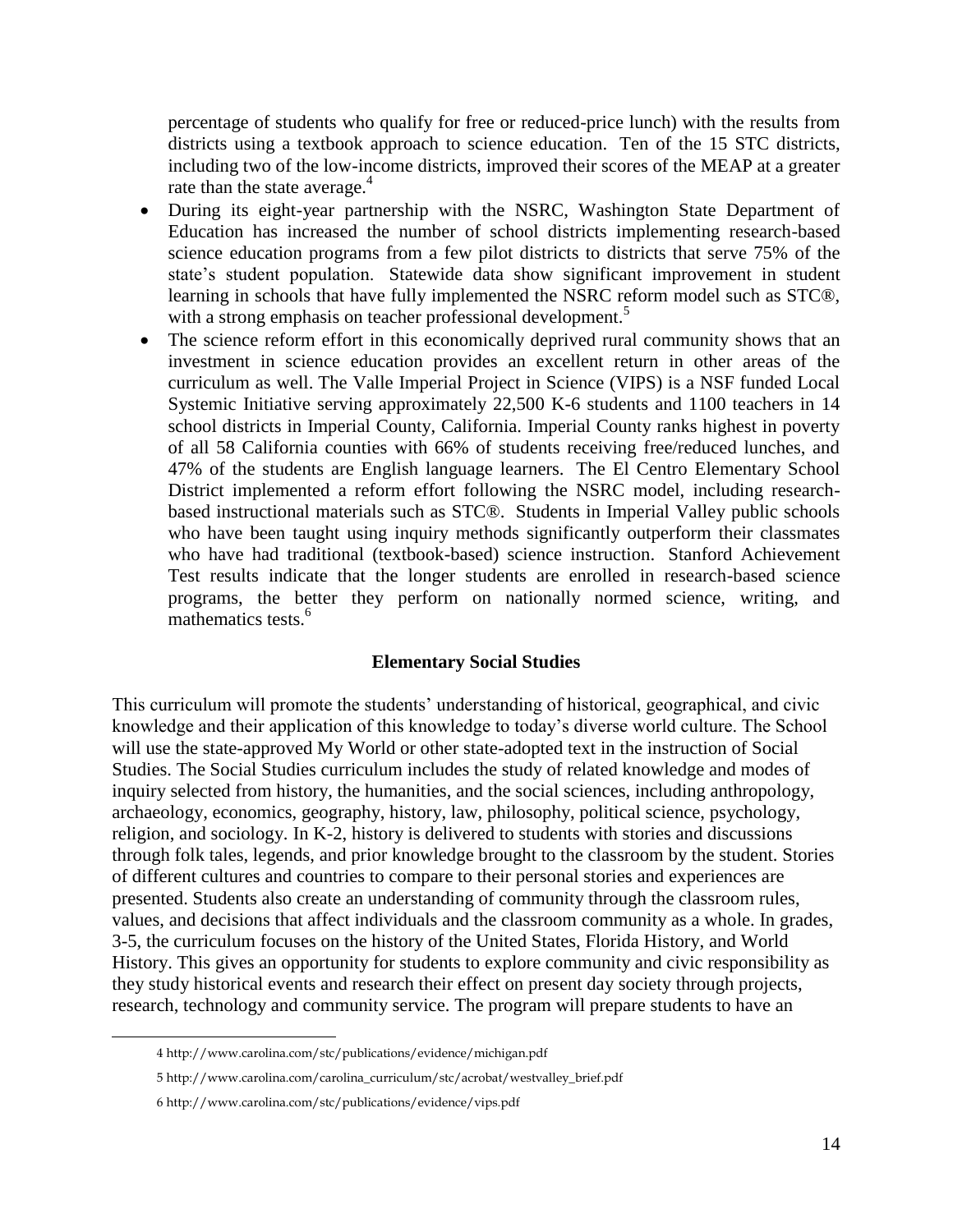percentage of students who qualify for free or reduced-price lunch) with the results from districts using a textbook approach to science education. Ten of the 15 STC districts, including two of the low-income districts, improved their scores of the MEAP at a greater rate than the state average.[4]

- During its eight-year partnership with the NSRC, Washington State Department of Education has increased the number of school districts implementing research-based science education programs from a few pilot districts to districts that serve 75% of the state's student population. Statewide data show significant improvement in student learning in schools that have fully implemented the NSRC reform model such as STC®, with a strong emphasis on teacher professional development.[5]
- The science reform effort in this economically deprived rural community shows that an investment in science education provides an excellent return in other areas of the curriculum as well. The Valle Imperial Project in Science (VIPS) is a NSF funded Local Systemic Initiative serving approximately 22,500 K-6 students and 1100 teachers in 14 school districts in Imperial County, California. Imperial County ranks highest in poverty of all 58 California counties with 66% of students receiving free/reduced lunches, and 47% of the students are English language learners. The El Centro Elementary School District implemented a reform effort following the NSRC model, including research-based instructional materials such as STC®. Students in Imperial Valley public schools who have been taught using inquiry methods significantly outperform their classmates who have had traditional (textbook-based) science instruction. Stanford Achievement Test results indicate that the longer students are enrolled in research-based science programs, the better they perform on nationally normed science, writing, and mathematics tests.[6]

## Elementary Social Studies

This curriculum will promote the students' understanding of historical, geographical, and civic knowledge and their application of this knowledge to today's diverse world culture. The School will use the state-approved My World or other state-adopted text in the instruction of Social Studies. The Social Studies curriculum includes the study of related knowledge and modes of inquiry selected from history, the humanities, and the social sciences, including anthropology, archaeology, economics, geography, history, law, philosophy, political science, psychology, religion, and sociology. In K-2, history is delivered to students with stories and discussions through folk tales, legends, and prior knowledge brought to the classroom by the student. Stories of different cultures and countries to compare to their personal stories and experiences are presented. Students also create an understanding of community through the classroom rules, values, and decisions that affect individuals and the classroom community as a whole. In grades, 3-5, the curriculum focuses on the history of the United States, Florida History, and World History. This gives an opportunity for students to explore community and civic responsibility as they study historical events and research their effect on present day society through projects, research, technology and community service. The program will prepare students to have an

4 http://www.carolina.com/stc/publications/evidence/michigan.pdf

5 http://www.carolina.com/carolina_curriculum/stc/acrobat/westvalley_brief.pdf

6 http://www.carolina.com/stc/publications/evidence/vips.pdf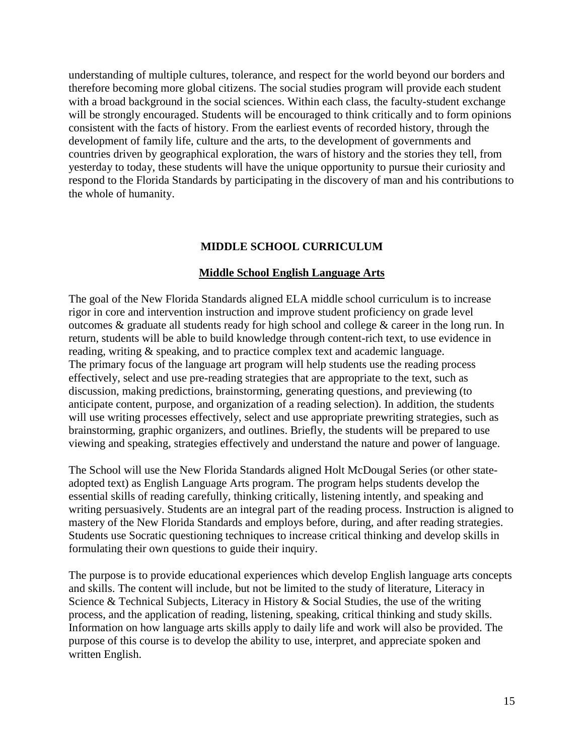understanding of multiple cultures, tolerance, and respect for the world beyond our borders and therefore becoming more global citizens. The social studies program will provide each student with a broad background in the social sciences. Within each class, the faculty-student exchange will be strongly encouraged. Students will be encouraged to think critically and to form opinions consistent with the facts of history. From the earliest events of recorded history, through the development of family life, culture and the arts, to the development of governments and countries driven by geographical exploration, the wars of history and the stories they tell, from yesterday to today, these students will have the unique opportunity to pursue their curiosity and respond to the Florida Standards by participating in the discovery of man and his contributions to the whole of humanity.

## MIDDLE SCHOOL CURRICULUM

### Middle School English Language Arts

The goal of the New Florida Standards aligned ELA middle school curriculum is to increase rigor in core and intervention instruction and improve student proficiency on grade level outcomes & graduate all students ready for high school and college & career in the long run. In return, students will be able to build knowledge through content-rich text, to use evidence in reading, writing & speaking, and to practice complex text and academic language.
The primary focus of the language art program will help students use the reading process effectively, select and use pre-reading strategies that are appropriate to the text, such as discussion, making predictions, brainstorming, generating questions, and previewing (to anticipate content, purpose, and organization of a reading selection). In addition, the students will use writing processes effectively, select and use appropriate prewriting strategies, such as brainstorming, graphic organizers, and outlines. Briefly, the students will be prepared to use viewing and speaking, strategies effectively and understand the nature and power of language.

The School will use the New Florida Standards aligned Holt McDougal Series (or other state-adopted text) as English Language Arts program. The program helps students develop the essential skills of reading carefully, thinking critically, listening intently, and speaking and writing persuasively. Students are an integral part of the reading process. Instruction is aligned to mastery of the New Florida Standards and employs before, during, and after reading strategies. Students use Socratic questioning techniques to increase critical thinking and develop skills in formulating their own questions to guide their inquiry.

The purpose is to provide educational experiences which develop English language arts concepts and skills. The content will include, but not be limited to the study of literature, Literacy in Science & Technical Subjects, Literacy in History & Social Studies, the use of the writing process, and the application of reading, listening, speaking, critical thinking and study skills. Information on how language arts skills apply to daily life and work will also be provided. The purpose of this course is to develop the ability to use, interpret, and appreciate spoken and written English.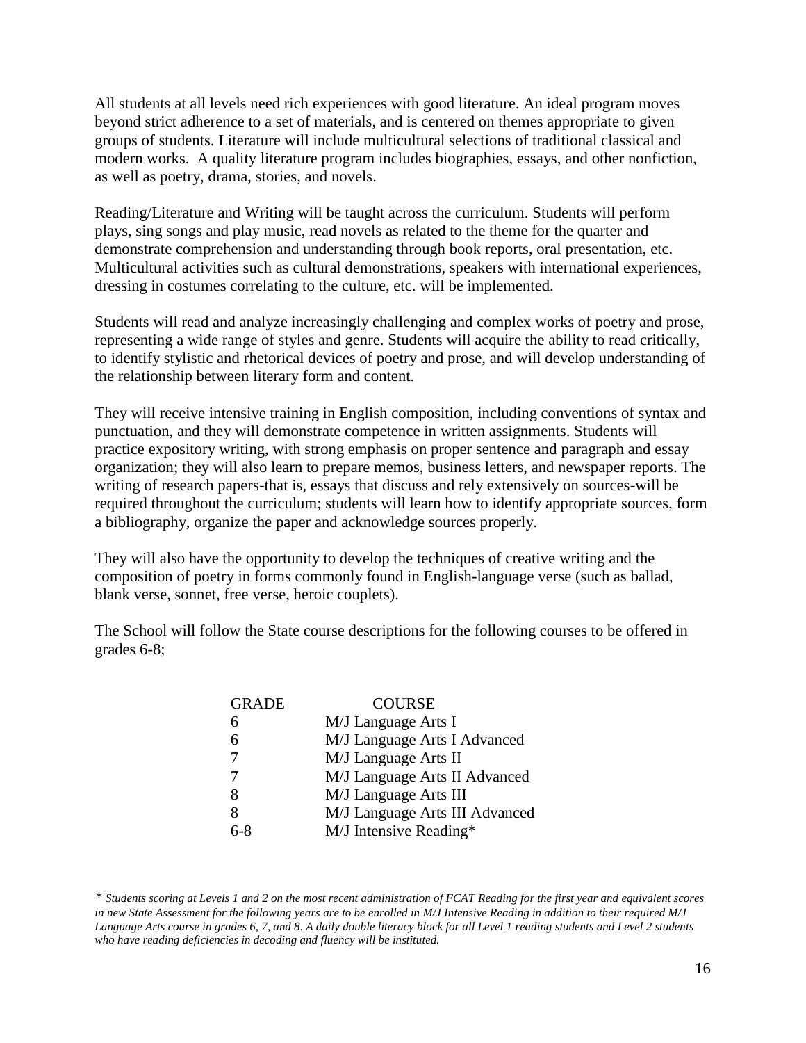All students at all levels need rich experiences with good literature. An ideal program moves beyond strict adherence to a set of materials, and is centered on themes appropriate to given groups of students. Literature will include multicultural selections of traditional classical and modern works. A quality literature program includes biographies, essays, and other nonfiction, as well as poetry, drama, stories, and novels.

Reading/Literature and Writing will be taught across the curriculum. Students will perform plays, sing songs and play music, read novels as related to the theme for the quarter and demonstrate comprehension and understanding through book reports, oral presentation, etc. Multicultural activities such as cultural demonstrations, speakers with international experiences, dressing in costumes correlating to the culture, etc. will be implemented.

Students will read and analyze increasingly challenging and complex works of poetry and prose, representing a wide range of styles and genre. Students will acquire the ability to read critically, to identify stylistic and rhetorical devices of poetry and prose, and will develop understanding of the relationship between literary form and content.

They will receive intensive training in English composition, including conventions of syntax and punctuation, and they will demonstrate competence in written assignments. Students will practice expository writing, with strong emphasis on proper sentence and paragraph and essay organization; they will also learn to prepare memos, business letters, and newspaper reports. The writing of research papers-that is, essays that discuss and rely extensively on sources-will be required throughout the curriculum; students will learn how to identify appropriate sources, form a bibliography, organize the paper and acknowledge sources properly.

They will also have the opportunity to develop the techniques of creative writing and the composition of poetry in forms commonly found in English-language verse (such as ballad, blank verse, sonnet, free verse, heroic couplets).

The School will follow the State course descriptions for the following courses to be offered in grades 6-8;

| GRADE | COURSE |
|---|---|
| 6 | M/J Language Arts I |
| 6 | M/J Language Arts I Advanced |
| 7 | M/J Language Arts II |
| 7 | M/J Language Arts II Advanced |
| 8 | M/J Language Arts III |
| 8 | M/J Language Arts III Advanced |
| 6-8 | M/J Intensive Reading* |

*\* Students scoring at Levels 1 and 2 on the most recent administration of FCAT Reading for the first year and equivalent scores in new State Assessment for the following years are to be enrolled in M/J Intensive Reading in addition to their required M/J Language Arts course in grades 6, 7, and 8. A daily double literacy block for all Level 1 reading students and Level 2 students who have reading deficiencies in decoding and fluency will be instituted.*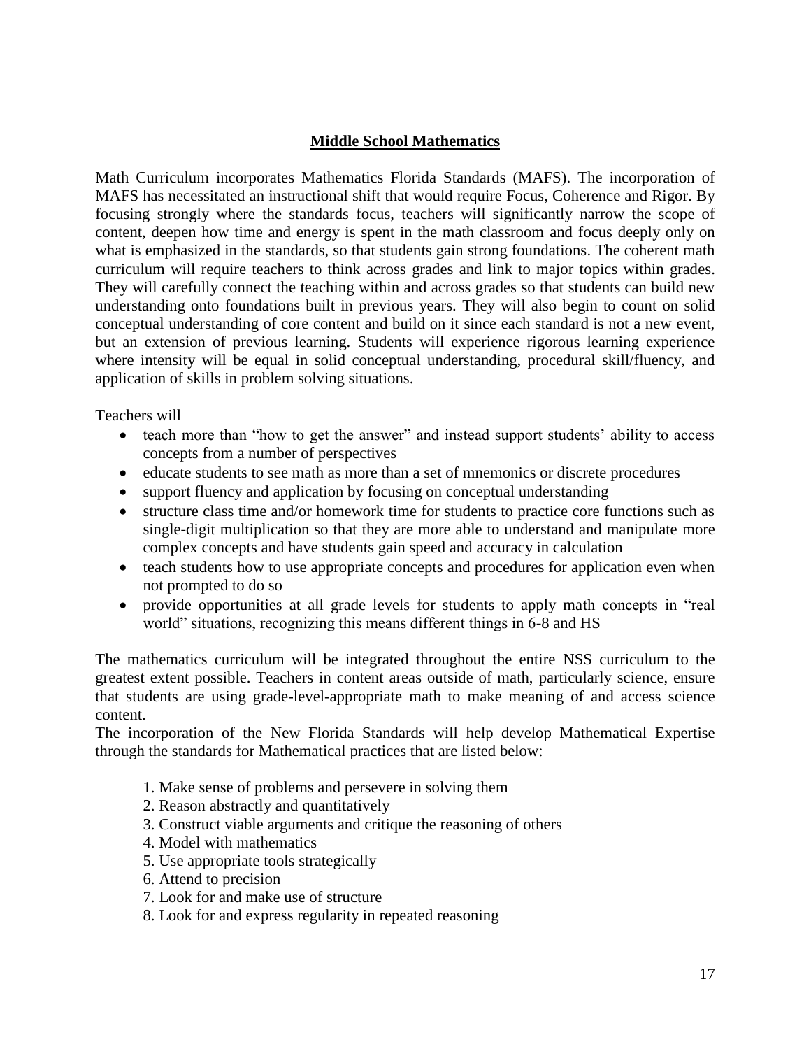## Middle School Mathematics

Math Curriculum incorporates Mathematics Florida Standards (MAFS). The incorporation of MAFS has necessitated an instructional shift that would require Focus, Coherence and Rigor. By focusing strongly where the standards focus, teachers will significantly narrow the scope of content, deepen how time and energy is spent in the math classroom and focus deeply only on what is emphasized in the standards, so that students gain strong foundations. The coherent math curriculum will require teachers to think across grades and link to major topics within grades. They will carefully connect the teaching within and across grades so that students can build new understanding onto foundations built in previous years. They will also begin to count on solid conceptual understanding of core content and build on it since each standard is not a new event, but an extension of previous learning. Students will experience rigorous learning experience where intensity will be equal in solid conceptual understanding, procedural skill/fluency, and application of skills in problem solving situations.

Teachers will

- teach more than "how to get the answer" and instead support students' ability to access concepts from a number of perspectives
- educate students to see math as more than a set of mnemonics or discrete procedures
- support fluency and application by focusing on conceptual understanding
- structure class time and/or homework time for students to practice core functions such as single-digit multiplication so that they are more able to understand and manipulate more complex concepts and have students gain speed and accuracy in calculation
- teach students how to use appropriate concepts and procedures for application even when not prompted to do so
- provide opportunities at all grade levels for students to apply math concepts in "real world" situations, recognizing this means different things in 6-8 and HS

The mathematics curriculum will be integrated throughout the entire NSS curriculum to the greatest extent possible. Teachers in content areas outside of math, particularly science, ensure that students are using grade-level-appropriate math to make meaning of and access science content.

The incorporation of the New Florida Standards will help develop Mathematical Expertise through the standards for Mathematical practices that are listed below:

1. Make sense of problems and persevere in solving them
2. Reason abstractly and quantitatively
3. Construct viable arguments and critique the reasoning of others
4. Model with mathematics
5. Use appropriate tools strategically
6. Attend to precision
7. Look for and make use of structure
8. Look for and express regularity in repeated reasoning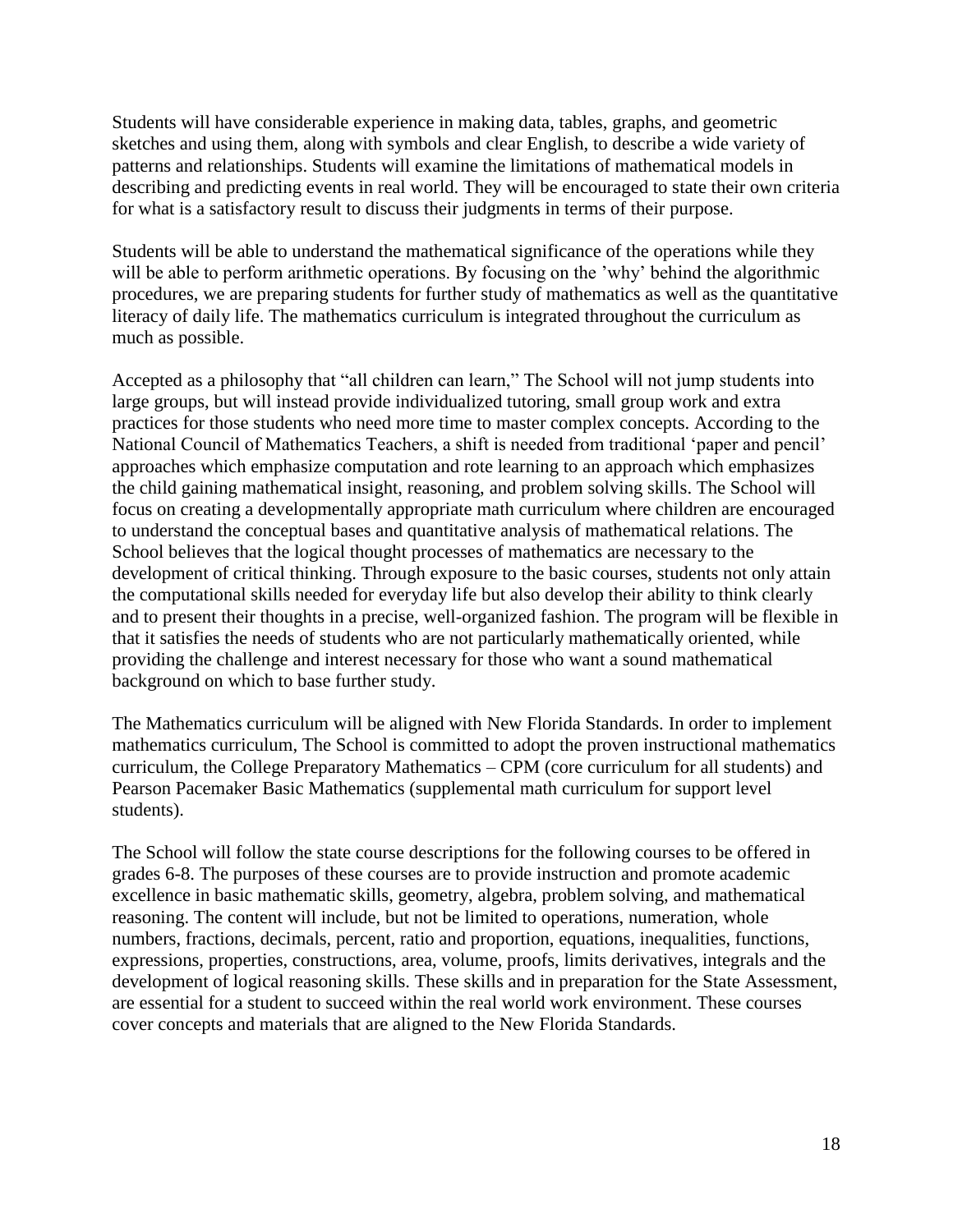Students will have considerable experience in making data, tables, graphs, and geometric sketches and using them, along with symbols and clear English, to describe a wide variety of patterns and relationships. Students will examine the limitations of mathematical models in describing and predicting events in real world. They will be encouraged to state their own criteria for what is a satisfactory result to discuss their judgments in terms of their purpose.

Students will be able to understand the mathematical significance of the operations while they will be able to perform arithmetic operations. By focusing on the 'why' behind the algorithmic procedures, we are preparing students for further study of mathematics as well as the quantitative literacy of daily life. The mathematics curriculum is integrated throughout the curriculum as much as possible.

Accepted as a philosophy that "all children can learn," The School will not jump students into large groups, but will instead provide individualized tutoring, small group work and extra practices for those students who need more time to master complex concepts. According to the National Council of Mathematics Teachers, a shift is needed from traditional 'paper and pencil' approaches which emphasize computation and rote learning to an approach which emphasizes the child gaining mathematical insight, reasoning, and problem solving skills. The School will focus on creating a developmentally appropriate math curriculum where children are encouraged to understand the conceptual bases and quantitative analysis of mathematical relations. The School believes that the logical thought processes of mathematics are necessary to the development of critical thinking. Through exposure to the basic courses, students not only attain the computational skills needed for everyday life but also develop their ability to think clearly and to present their thoughts in a precise, well-organized fashion. The program will be flexible in that it satisfies the needs of students who are not particularly mathematically oriented, while providing the challenge and interest necessary for those who want a sound mathematical background on which to base further study.

The Mathematics curriculum will be aligned with New Florida Standards. In order to implement mathematics curriculum, The School is committed to adopt the proven instructional mathematics curriculum, the College Preparatory Mathematics – CPM (core curriculum for all students) and Pearson Pacemaker Basic Mathematics (supplemental math curriculum for support level students).

The School will follow the state course descriptions for the following courses to be offered in grades 6-8. The purposes of these courses are to provide instruction and promote academic excellence in basic mathematic skills, geometry, algebra, problem solving, and mathematical reasoning. The content will include, but not be limited to operations, numeration, whole numbers, fractions, decimals, percent, ratio and proportion, equations, inequalities, functions, expressions, properties, constructions, area, volume, proofs, limits derivatives, integrals and the development of logical reasoning skills. These skills and in preparation for the State Assessment, are essential for a student to succeed within the real world work environment. These courses cover concepts and materials that are aligned to the New Florida Standards.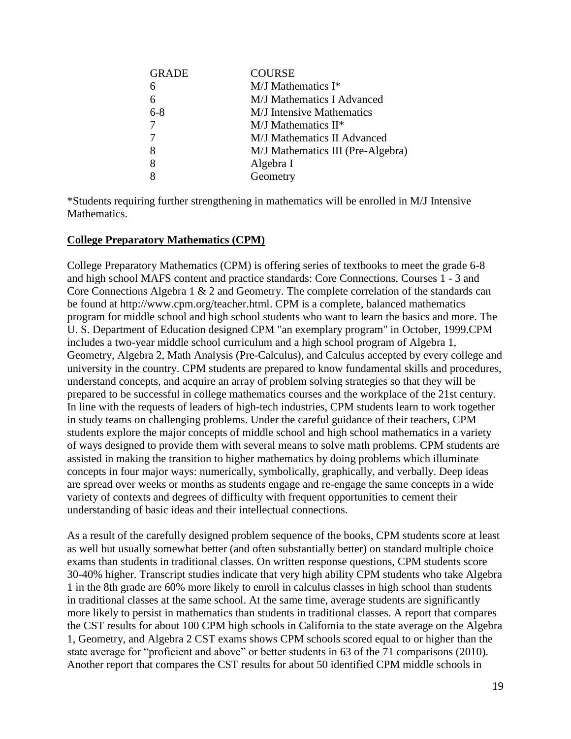| GRADE | COURSE |
|---|---|
| 6 | M/J Mathematics I* |
| 6 | M/J Mathematics I Advanced |
| 6-8 | M/J Intensive Mathematics |
| 7 | M/J Mathematics II* |
| 7 | M/J Mathematics II Advanced |
| 8 | M/J Mathematics III (Pre-Algebra) |
| 8 | Algebra I |
| 8 | Geometry |

*Students requiring further strengthening in mathematics will be enrolled in M/J Intensive Mathematics.

**College Preparatory Mathematics (CPM)**

College Preparatory Mathematics (CPM) is offering series of textbooks to meet the grade 6-8 and high school MAFS content and practice standards: Core Connections, Courses 1 - 3 and Core Connections Algebra 1 & 2 and Geometry. The complete correlation of the standards can be found at http://www.cpm.org/teacher.html. CPM is a complete, balanced mathematics program for middle school and high school students who want to learn the basics and more. The U. S. Department of Education designed CPM "an exemplary program" in October, 1999.CPM includes a two-year middle school curriculum and a high school program of Algebra 1, Geometry, Algebra 2, Math Analysis (Pre-Calculus), and Calculus accepted by every college and university in the country. CPM students are prepared to know fundamental skills and procedures, understand concepts, and acquire an array of problem solving strategies so that they will be prepared to be successful in college mathematics courses and the workplace of the 21st century. In line with the requests of leaders of high-tech industries, CPM students learn to work together in study teams on challenging problems. Under the careful guidance of their teachers, CPM students explore the major concepts of middle school and high school mathematics in a variety of ways designed to provide them with several means to solve math problems. CPM students are assisted in making the transition to higher mathematics by doing problems which illuminate concepts in four major ways: numerically, symbolically, graphically, and verbally. Deep ideas are spread over weeks or months as students engage and re-engage the same concepts in a wide variety of contexts and degrees of difficulty with frequent opportunities to cement their understanding of basic ideas and their intellectual connections.

As a result of the carefully designed problem sequence of the books, CPM students score at least as well but usually somewhat better (and often substantially better) on standard multiple choice exams than students in traditional classes. On written response questions, CPM students score 30-40% higher. Transcript studies indicate that very high ability CPM students who take Algebra 1 in the 8th grade are 60% more likely to enroll in calculus classes in high school than students in traditional classes at the same school. At the same time, average students are significantly more likely to persist in mathematics than students in traditional classes. A report that compares the CST results for about 100 CPM high schools in California to the state average on the Algebra 1, Geometry, and Algebra 2 CST exams shows CPM schools scored equal to or higher than the state average for "proficient and above" or better students in 63 of the 71 comparisons (2010). Another report that compares the CST results for about 50 identified CPM middle schools in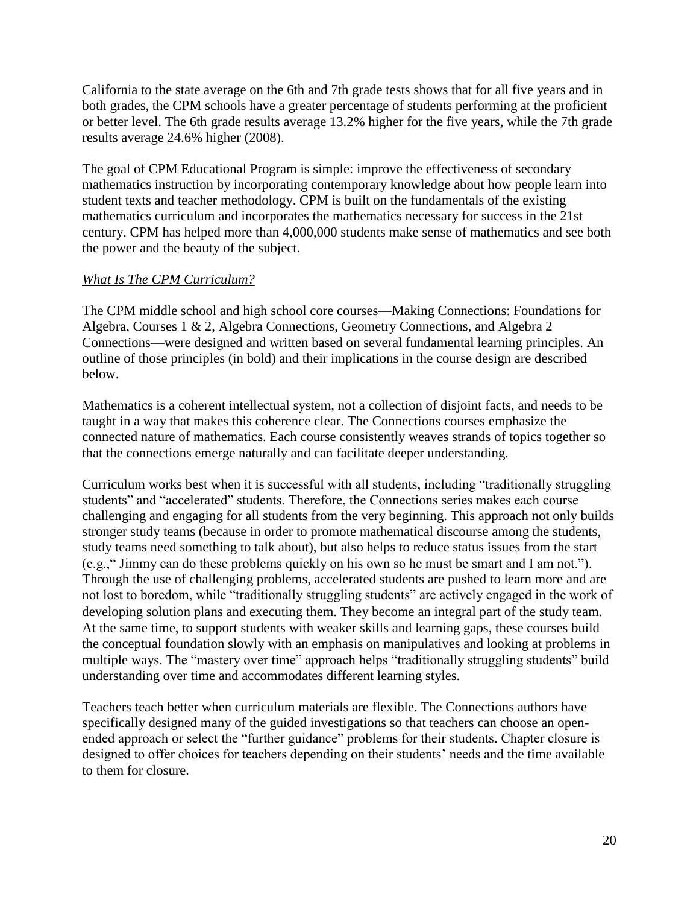California to the state average on the 6th and 7th grade tests shows that for all five years and in both grades, the CPM schools have a greater percentage of students performing at the proficient or better level. The 6th grade results average 13.2% higher for the five years, while the 7th grade results average 24.6% higher (2008).

The goal of CPM Educational Program is simple: improve the effectiveness of secondary mathematics instruction by incorporating contemporary knowledge about how people learn into student texts and teacher methodology. CPM is built on the fundamentals of the existing mathematics curriculum and incorporates the mathematics necessary for success in the 21st century. CPM has helped more than 4,000,000 students make sense of mathematics and see both the power and the beauty of the subject.

*What Is The CPM Curriculum?*

The CPM middle school and high school core courses—Making Connections: Foundations for Algebra, Courses 1 & 2, Algebra Connections, Geometry Connections, and Algebra 2 Connections—were designed and written based on several fundamental learning principles. An outline of those principles (in bold) and their implications in the course design are described below.

Mathematics is a coherent intellectual system, not a collection of disjoint facts, and needs to be taught in a way that makes this coherence clear. The Connections courses emphasize the connected nature of mathematics. Each course consistently weaves strands of topics together so that the connections emerge naturally and can facilitate deeper understanding.

Curriculum works best when it is successful with all students, including "traditionally struggling students" and "accelerated" students. Therefore, the Connections series makes each course challenging and engaging for all students from the very beginning. This approach not only builds stronger study teams (because in order to promote mathematical discourse among the students, study teams need something to talk about), but also helps to reduce status issues from the start (e.g.," Jimmy can do these problems quickly on his own so he must be smart and I am not."). Through the use of challenging problems, accelerated students are pushed to learn more and are not lost to boredom, while "traditionally struggling students" are actively engaged in the work of developing solution plans and executing them. They become an integral part of the study team. At the same time, to support students with weaker skills and learning gaps, these courses build the conceptual foundation slowly with an emphasis on manipulatives and looking at problems in multiple ways. The "mastery over time" approach helps "traditionally struggling students" build understanding over time and accommodates different learning styles.

Teachers teach better when curriculum materials are flexible. The Connections authors have specifically designed many of the guided investigations so that teachers can choose an open-ended approach or select the "further guidance" problems for their students. Chapter closure is designed to offer choices for teachers depending on their students' needs and the time available to them for closure.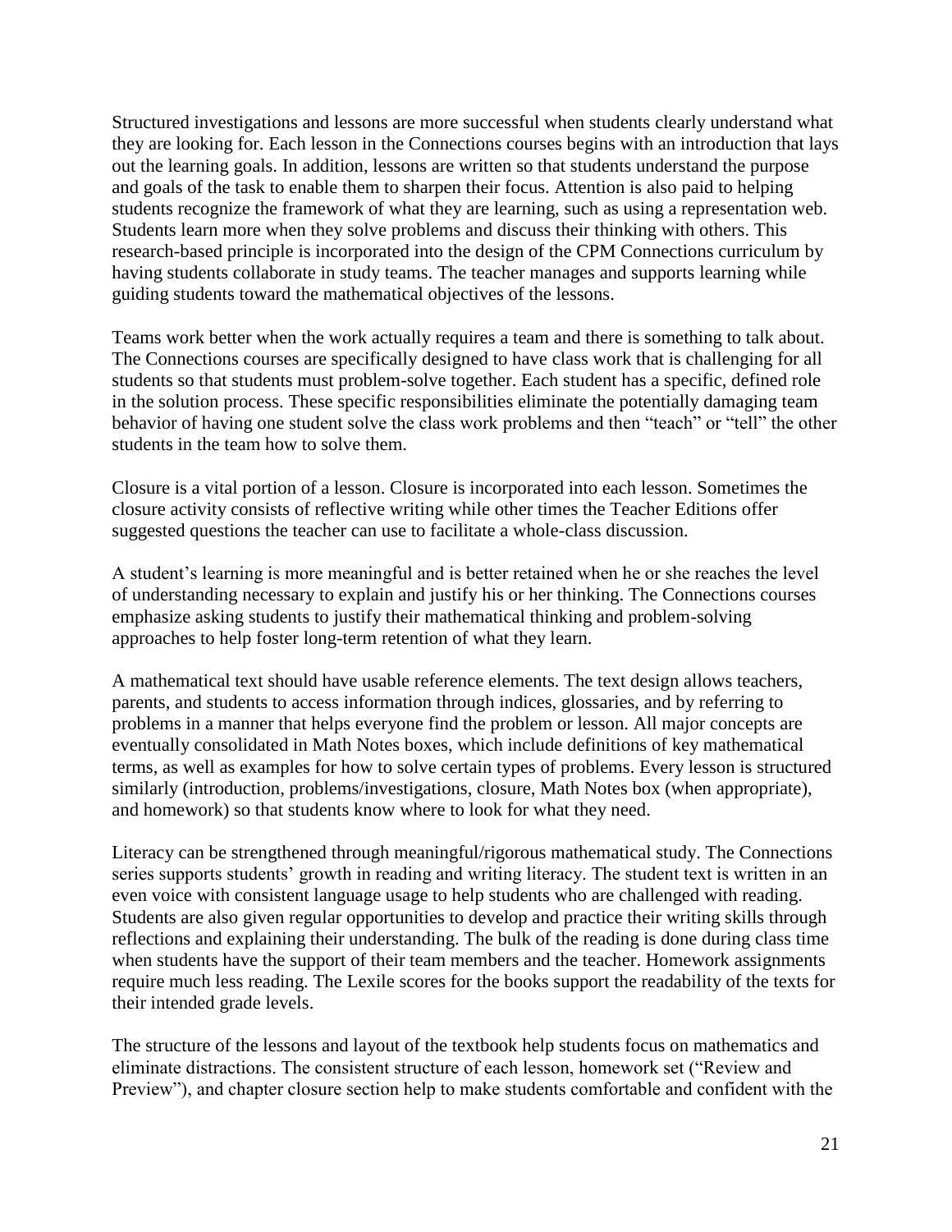Structured investigations and lessons are more successful when students clearly understand what they are looking for. Each lesson in the Connections courses begins with an introduction that lays out the learning goals. In addition, lessons are written so that students understand the purpose and goals of the task to enable them to sharpen their focus. Attention is also paid to helping students recognize the framework of what they are learning, such as using a representation web. Students learn more when they solve problems and discuss their thinking with others. This research-based principle is incorporated into the design of the CPM Connections curriculum by having students collaborate in study teams. The teacher manages and supports learning while guiding students toward the mathematical objectives of the lessons.

Teams work better when the work actually requires a team and there is something to talk about. The Connections courses are specifically designed to have class work that is challenging for all students so that students must problem-solve together. Each student has a specific, defined role in the solution process. These specific responsibilities eliminate the potentially damaging team behavior of having one student solve the class work problems and then "teach" or "tell" the other students in the team how to solve them.

Closure is a vital portion of a lesson. Closure is incorporated into each lesson. Sometimes the closure activity consists of reflective writing while other times the Teacher Editions offer suggested questions the teacher can use to facilitate a whole-class discussion.

A student's learning is more meaningful and is better retained when he or she reaches the level of understanding necessary to explain and justify his or her thinking. The Connections courses emphasize asking students to justify their mathematical thinking and problem-solving approaches to help foster long-term retention of what they learn.

A mathematical text should have usable reference elements. The text design allows teachers, parents, and students to access information through indices, glossaries, and by referring to problems in a manner that helps everyone find the problem or lesson. All major concepts are eventually consolidated in Math Notes boxes, which include definitions of key mathematical terms, as well as examples for how to solve certain types of problems. Every lesson is structured similarly (introduction, problems/investigations, closure, Math Notes box (when appropriate), and homework) so that students know where to look for what they need.

Literacy can be strengthened through meaningful/rigorous mathematical study. The Connections series supports students' growth in reading and writing literacy. The student text is written in an even voice with consistent language usage to help students who are challenged with reading. Students are also given regular opportunities to develop and practice their writing skills through reflections and explaining their understanding. The bulk of the reading is done during class time when students have the support of their team members and the teacher. Homework assignments require much less reading. The Lexile scores for the books support the readability of the texts for their intended grade levels.

The structure of the lessons and layout of the textbook help students focus on mathematics and eliminate distractions. The consistent structure of each lesson, homework set ("Review and Preview"), and chapter closure section help to make students comfortable and confident with the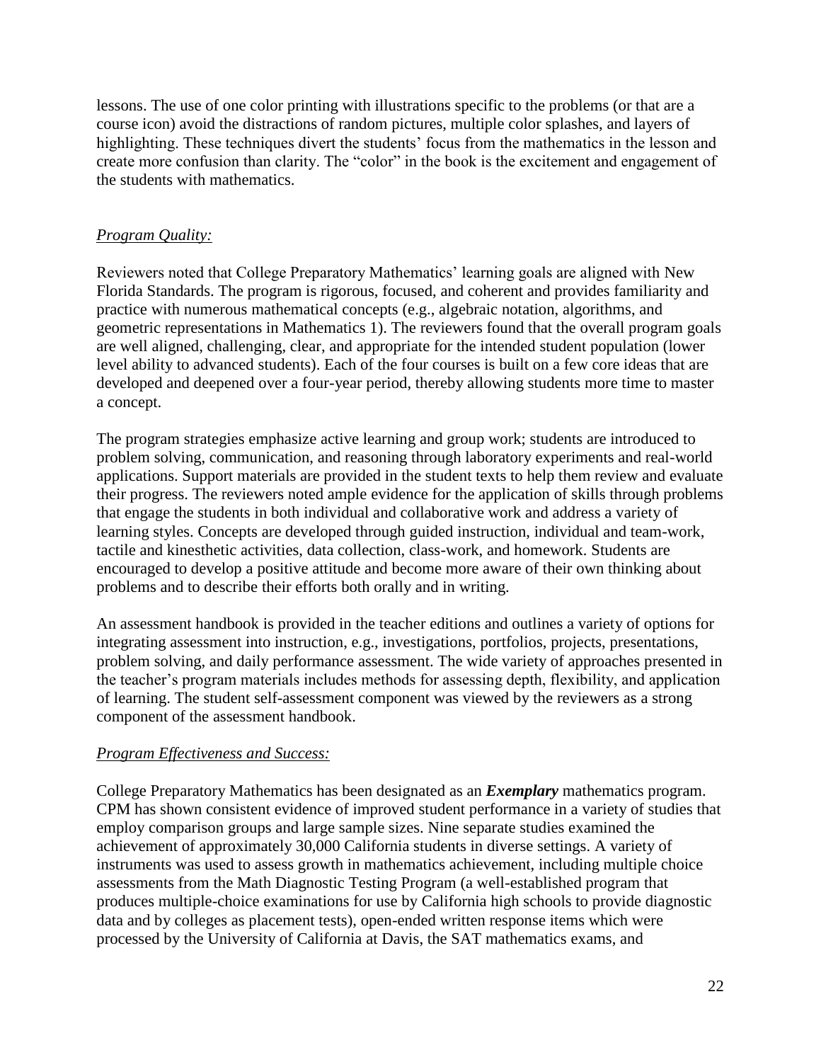lessons. The use of one color printing with illustrations specific to the problems (or that are a course icon) avoid the distractions of random pictures, multiple color splashes, and layers of highlighting. These techniques divert the students' focus from the mathematics in the lesson and create more confusion than clarity. The "color" in the book is the excitement and engagement of the students with mathematics.

*Program Quality:*

Reviewers noted that College Preparatory Mathematics' learning goals are aligned with New Florida Standards. The program is rigorous, focused, and coherent and provides familiarity and practice with numerous mathematical concepts (e.g., algebraic notation, algorithms, and geometric representations in Mathematics 1). The reviewers found that the overall program goals are well aligned, challenging, clear, and appropriate for the intended student population (lower level ability to advanced students). Each of the four courses is built on a few core ideas that are developed and deepened over a four-year period, thereby allowing students more time to master a concept.

The program strategies emphasize active learning and group work; students are introduced to problem solving, communication, and reasoning through laboratory experiments and real-world applications. Support materials are provided in the student texts to help them review and evaluate their progress. The reviewers noted ample evidence for the application of skills through problems that engage the students in both individual and collaborative work and address a variety of learning styles. Concepts are developed through guided instruction, individual and team-work, tactile and kinesthetic activities, data collection, class-work, and homework. Students are encouraged to develop a positive attitude and become more aware of their own thinking about problems and to describe their efforts both orally and in writing.

An assessment handbook is provided in the teacher editions and outlines a variety of options for integrating assessment into instruction, e.g., investigations, portfolios, projects, presentations, problem solving, and daily performance assessment. The wide variety of approaches presented in the teacher's program materials includes methods for assessing depth, flexibility, and application of learning. The student self-assessment component was viewed by the reviewers as a strong component of the assessment handbook.

*Program Effectiveness and Success:*

College Preparatory Mathematics has been designated as an ***Exemplary*** mathematics program. CPM has shown consistent evidence of improved student performance in a variety of studies that employ comparison groups and large sample sizes. Nine separate studies examined the achievement of approximately 30,000 California students in diverse settings. A variety of instruments was used to assess growth in mathematics achievement, including multiple choice assessments from the Math Diagnostic Testing Program (a well-established program that produces multiple-choice examinations for use by California high schools to provide diagnostic data and by colleges as placement tests), open-ended written response items which were processed by the University of California at Davis, the SAT mathematics exams, and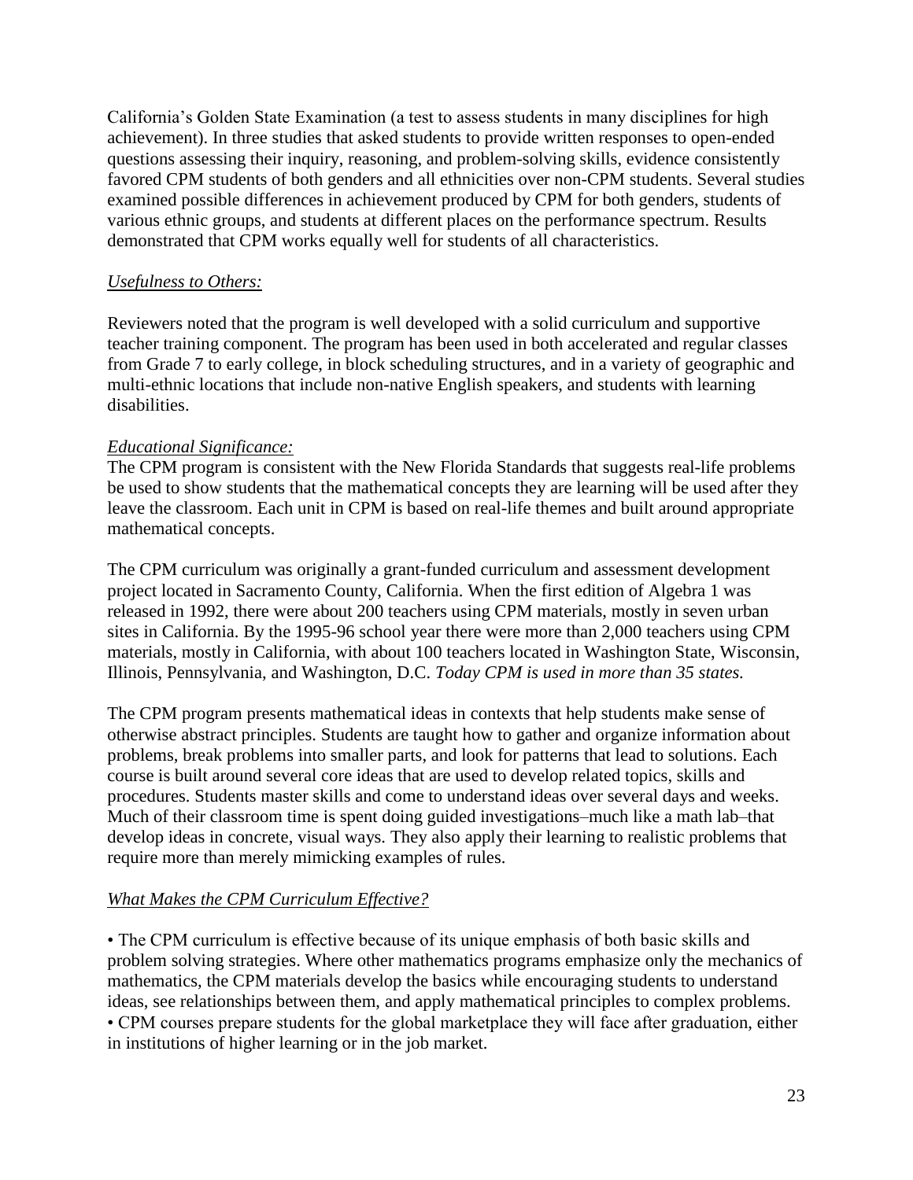California's Golden State Examination (a test to assess students in many disciplines for high achievement). In three studies that asked students to provide written responses to open-ended questions assessing their inquiry, reasoning, and problem-solving skills, evidence consistently favored CPM students of both genders and all ethnicities over non-CPM students. Several studies examined possible differences in achievement produced by CPM for both genders, students of various ethnic groups, and students at different places on the performance spectrum. Results demonstrated that CPM works equally well for students of all characteristics.

*Usefulness to Others:*

Reviewers noted that the program is well developed with a solid curriculum and supportive teacher training component. The program has been used in both accelerated and regular classes from Grade 7 to early college, in block scheduling structures, and in a variety of geographic and multi-ethnic locations that include non-native English speakers, and students with learning disabilities.

*Educational Significance:*

The CPM program is consistent with the New Florida Standards that suggests real-life problems be used to show students that the mathematical concepts they are learning will be used after they leave the classroom. Each unit in CPM is based on real-life themes and built around appropriate mathematical concepts.

The CPM curriculum was originally a grant-funded curriculum and assessment development project located in Sacramento County, California. When the first edition of Algebra 1 was released in 1992, there were about 200 teachers using CPM materials, mostly in seven urban sites in California. By the 1995-96 school year there were more than 2,000 teachers using CPM materials, mostly in California, with about 100 teachers located in Washington State, Wisconsin, Illinois, Pennsylvania, and Washington, D.C. *Today CPM is used in more than 35 states.*

The CPM program presents mathematical ideas in contexts that help students make sense of otherwise abstract principles. Students are taught how to gather and organize information about problems, break problems into smaller parts, and look for patterns that lead to solutions. Each course is built around several core ideas that are used to develop related topics, skills and procedures. Students master skills and come to understand ideas over several days and weeks. Much of their classroom time is spent doing guided investigations–much like a math lab–that develop ideas in concrete, visual ways. They also apply their learning to realistic problems that require more than merely mimicking examples of rules.

*What Makes the CPM Curriculum Effective?*

- The CPM curriculum is effective because of its unique emphasis of both basic skills and problem solving strategies. Where other mathematics programs emphasize only the mechanics of mathematics, the CPM materials develop the basics while encouraging students to understand ideas, see relationships between them, and apply mathematical principles to complex problems.
- CPM courses prepare students for the global marketplace they will face after graduation, either in institutions of higher learning or in the job market.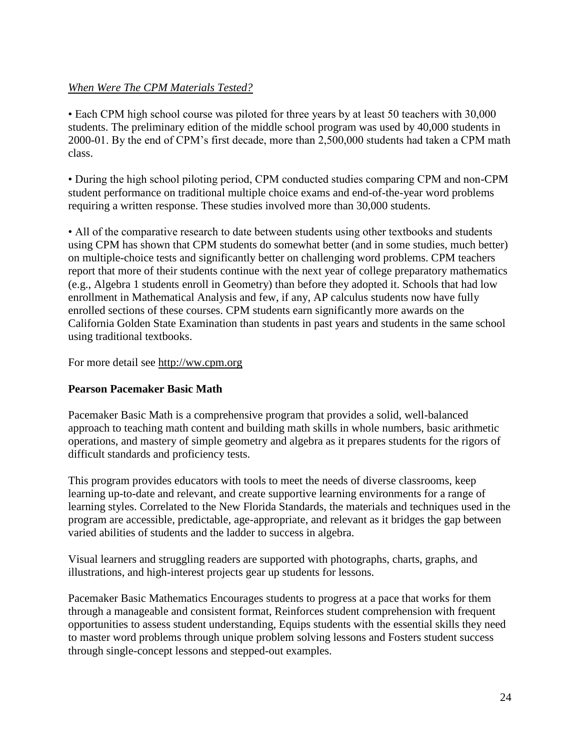*When Were The CPM Materials Tested?*

• Each CPM high school course was piloted for three years by at least 50 teachers with 30,000 students. The preliminary edition of the middle school program was used by 40,000 students in 2000-01. By the end of CPM's first decade, more than 2,500,000 students had taken a CPM math class.

• During the high school piloting period, CPM conducted studies comparing CPM and non-CPM student performance on traditional multiple choice exams and end-of-the-year word problems requiring a written response. These studies involved more than 30,000 students.

• All of the comparative research to date between students using other textbooks and students using CPM has shown that CPM students do somewhat better (and in some studies, much better) on multiple-choice tests and significantly better on challenging word problems. CPM teachers report that more of their students continue with the next year of college preparatory mathematics (e.g., Algebra 1 students enroll in Geometry) than before they adopted it. Schools that had low enrollment in Mathematical Analysis and few, if any, AP calculus students now have fully enrolled sections of these courses. CPM students earn significantly more awards on the California Golden State Examination than students in past years and students in the same school using traditional textbooks.

For more detail see http://ww.cpm.org

**Pearson Pacemaker Basic Math**

Pacemaker Basic Math is a comprehensive program that provides a solid, well-balanced approach to teaching math content and building math skills in whole numbers, basic arithmetic operations, and mastery of simple geometry and algebra as it prepares students for the rigors of difficult standards and proficiency tests.

This program provides educators with tools to meet the needs of diverse classrooms, keep learning up-to-date and relevant, and create supportive learning environments for a range of learning styles. Correlated to the New Florida Standards, the materials and techniques used in the program are accessible, predictable, age-appropriate, and relevant as it bridges the gap between varied abilities of students and the ladder to success in algebra.

Visual learners and struggling readers are supported with photographs, charts, graphs, and illustrations, and high-interest projects gear up students for lessons.

Pacemaker Basic Mathematics Encourages students to progress at a pace that works for them through a manageable and consistent format, Reinforces student comprehension with frequent opportunities to assess student understanding, Equips students with the essential skills they need to master word problems through unique problem solving lessons and Fosters student success through single-concept lessons and stepped-out examples.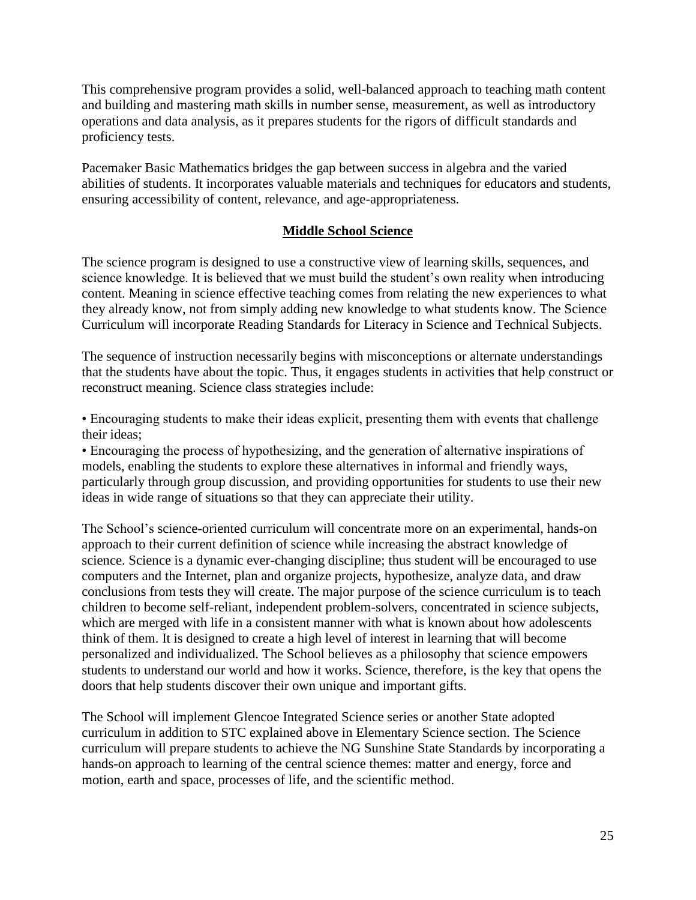This comprehensive program provides a solid, well-balanced approach to teaching math content and building and mastering math skills in number sense, measurement, as well as introductory operations and data analysis, as it prepares students for the rigors of difficult standards and proficiency tests.

Pacemaker Basic Mathematics bridges the gap between success in algebra and the varied abilities of students. It incorporates valuable materials and techniques for educators and students, ensuring accessibility of content, relevance, and age-appropriateness.

## Middle School Science

The science program is designed to use a constructive view of learning skills, sequences, and science knowledge. It is believed that we must build the student's own reality when introducing content. Meaning in science effective teaching comes from relating the new experiences to what they already know, not from simply adding new knowledge to what students know. The Science Curriculum will incorporate Reading Standards for Literacy in Science and Technical Subjects.

The sequence of instruction necessarily begins with misconceptions or alternate understandings that the students have about the topic. Thus, it engages students in activities that help construct or reconstruct meaning. Science class strategies include:

• Encouraging students to make their ideas explicit, presenting them with events that challenge their ideas;
• Encouraging the process of hypothesizing, and the generation of alternative inspirations of models, enabling the students to explore these alternatives in informal and friendly ways, particularly through group discussion, and providing opportunities for students to use their new ideas in wide range of situations so that they can appreciate their utility.

The School's science-oriented curriculum will concentrate more on an experimental, hands-on approach to their current definition of science while increasing the abstract knowledge of science. Science is a dynamic ever-changing discipline; thus student will be encouraged to use computers and the Internet, plan and organize projects, hypothesize, analyze data, and draw conclusions from tests they will create. The major purpose of the science curriculum is to teach children to become self-reliant, independent problem-solvers, concentrated in science subjects, which are merged with life in a consistent manner with what is known about how adolescents think of them. It is designed to create a high level of interest in learning that will become personalized and individualized. The School believes as a philosophy that science empowers students to understand our world and how it works. Science, therefore, is the key that opens the doors that help students discover their own unique and important gifts.

The School will implement Glencoe Integrated Science series or another State adopted curriculum in addition to STC explained above in Elementary Science section. The Science curriculum will prepare students to achieve the NG Sunshine State Standards by incorporating a hands-on approach to learning of the central science themes: matter and energy, force and motion, earth and space, processes of life, and the scientific method.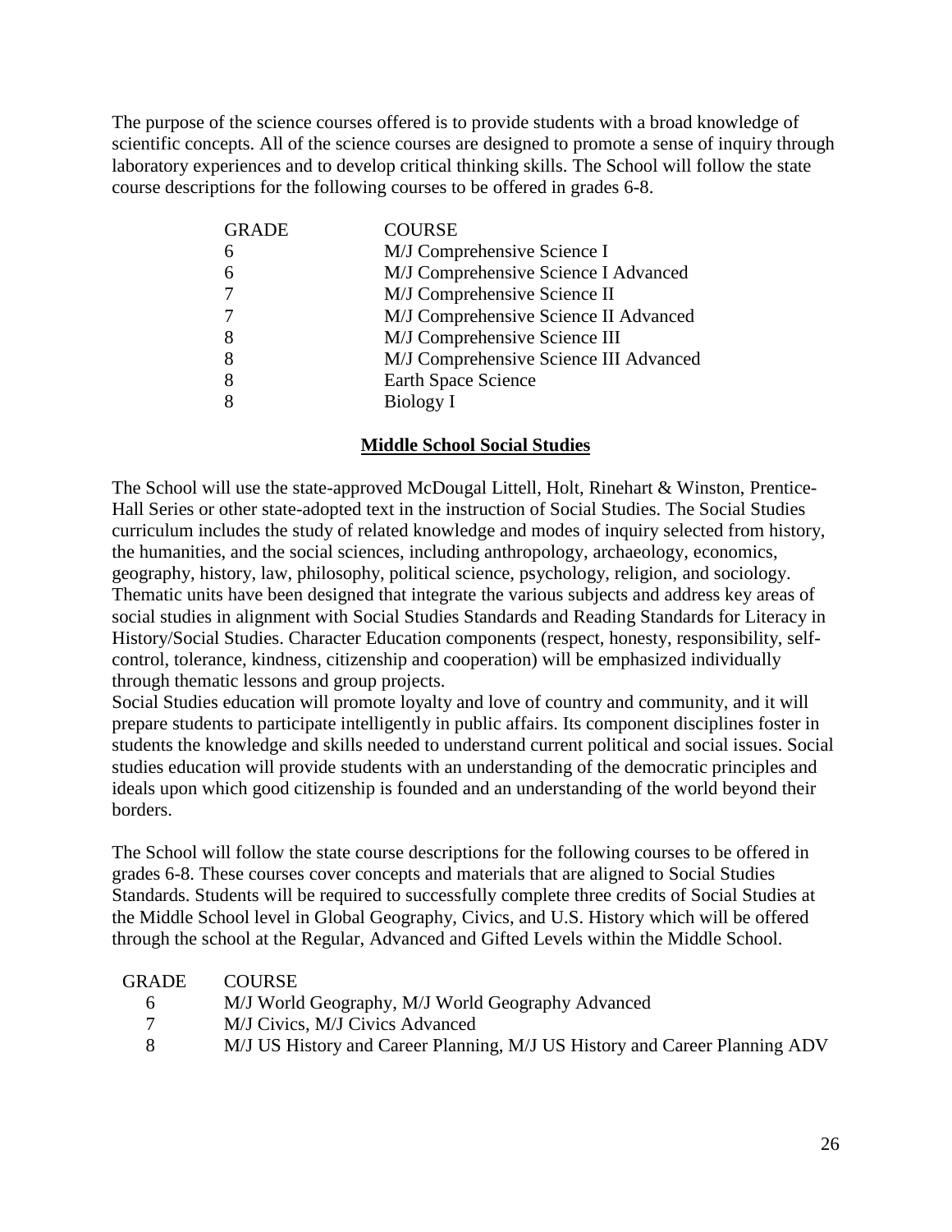The purpose of the science courses offered is to provide students with a broad knowledge of scientific concepts. All of the science courses are designed to promote a sense of inquiry through laboratory experiences and to develop critical thinking skills. The School will follow the state course descriptions for the following courses to be offered in grades 6-8.

| GRADE | COURSE |
|---|---|
| 6 | M/J Comprehensive Science I |
| 6 | M/J Comprehensive Science I Advanced |
| 7 | M/J Comprehensive Science II |
| 7 | M/J Comprehensive Science II Advanced |
| 8 | M/J Comprehensive Science III |
| 8 | M/J Comprehensive Science III Advanced |
| 8 | Earth Space Science |
| 8 | Biology I |

## Middle School Social Studies

The School will use the state-approved McDougal Littell, Holt, Rinehart & Winston, Prentice-Hall Series or other state-adopted text in the instruction of Social Studies. The Social Studies curriculum includes the study of related knowledge and modes of inquiry selected from history, the humanities, and the social sciences, including anthropology, archaeology, economics, geography, history, law, philosophy, political science, psychology, religion, and sociology. Thematic units have been designed that integrate the various subjects and address key areas of social studies in alignment with Social Studies Standards and Reading Standards for Literacy in History/Social Studies. Character Education components (respect, honesty, responsibility, self-control, tolerance, kindness, citizenship and cooperation) will be emphasized individually through thematic lessons and group projects.

Social Studies education will promote loyalty and love of country and community, and it will prepare students to participate intelligently in public affairs. Its component disciplines foster in students the knowledge and skills needed to understand current political and social issues. Social studies education will provide students with an understanding of the democratic principles and ideals upon which good citizenship is founded and an understanding of the world beyond their borders.

The School will follow the state course descriptions for the following courses to be offered in grades 6-8. These courses cover concepts and materials that are aligned to Social Studies Standards. Students will be required to successfully complete three credits of Social Studies at the Middle School level in Global Geography, Civics, and U.S. History which will be offered through the school at the Regular, Advanced and Gifted Levels within the Middle School.

| GRADE | COURSE |
|---|---|
| 6 | M/J World Geography, M/J World Geography Advanced |
| 7 | M/J Civics, M/J Civics Advanced |
| 8 | M/J US History and Career Planning, M/J US History and Career Planning ADV |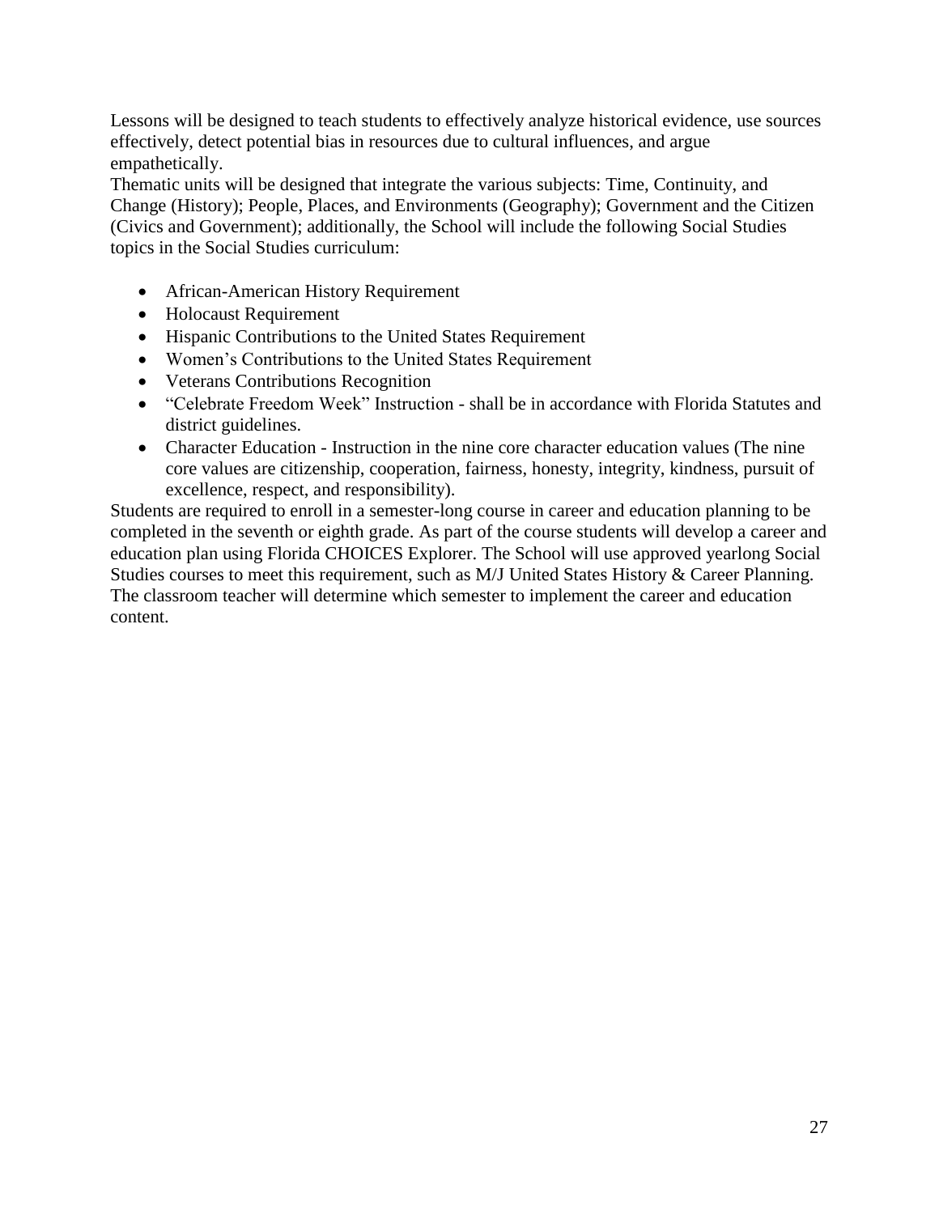Lessons will be designed to teach students to effectively analyze historical evidence, use sources effectively, detect potential bias in resources due to cultural influences, and argue empathetically.

Thematic units will be designed that integrate the various subjects: Time, Continuity, and Change (History); People, Places, and Environments (Geography); Government and the Citizen (Civics and Government); additionally, the School will include the following Social Studies topics in the Social Studies curriculum:

- African-American History Requirement
- Holocaust Requirement
- Hispanic Contributions to the United States Requirement
- Women's Contributions to the United States Requirement
- Veterans Contributions Recognition
- "Celebrate Freedom Week" Instruction - shall be in accordance with Florida Statutes and district guidelines.
- Character Education - Instruction in the nine core character education values (The nine core values are citizenship, cooperation, fairness, honesty, integrity, kindness, pursuit of excellence, respect, and responsibility).

Students are required to enroll in a semester-long course in career and education planning to be completed in the seventh or eighth grade. As part of the course students will develop a career and education plan using Florida CHOICES Explorer. The School will use approved yearlong Social Studies courses to meet this requirement, such as M/J United States History & Career Planning. The classroom teacher will determine which semester to implement the career and education content.